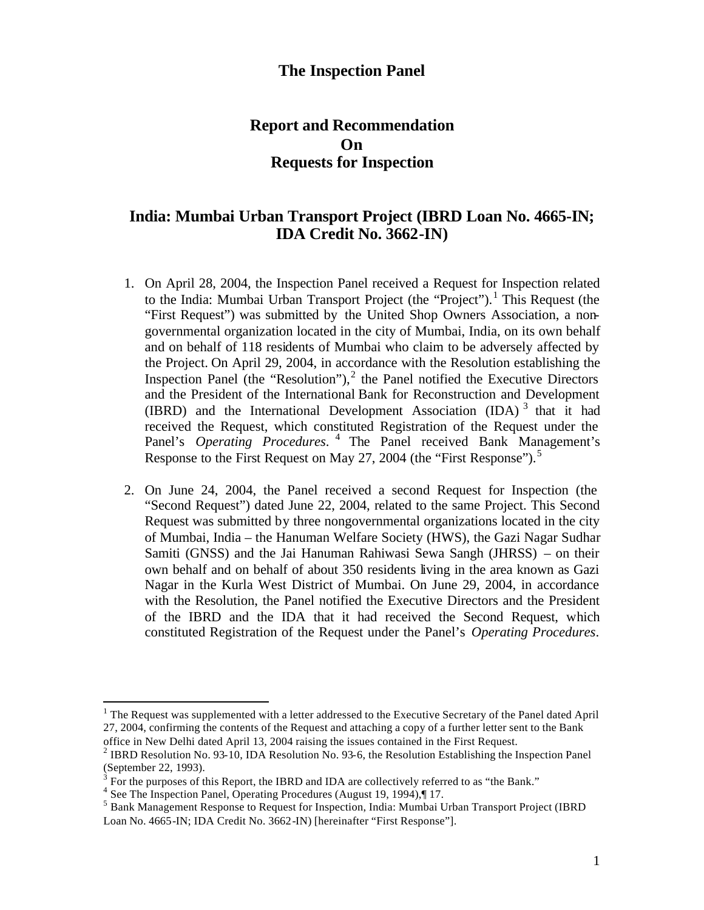# The Inspection Panel

## Report and Recommendation On Requests for Inspection

## India: Mumbai Urban Transport Project (IBRD Loan No. 4665-IN; IDA Credit No. 3662-IN)

1. On April 28, 2004, the Inspection Panel received a Request for Inspection related to the India: Mumbai Urban Transport Project (the "Project").[1] This Request (the "First Request") was submitted by the United Shop Owners Association, a nongovernmental organization located in the city of Mumbai, India, on its own behalf and on behalf of 118 residents of Mumbai who claim to be adversely affected by the Project. On April 29, 2004, in accordance with the Resolution establishing the Inspection Panel (the "Resolution"),[2] the Panel notified the Executive Directors and the President of the International Bank for Reconstruction and Development (IBRD) and the International Development Association (IDA)[3] that it had received the Request, which constituted Registration of the Request under the Panel's *Operating Procedures*.[4] The Panel received Bank Management's Response to the First Request on May 27, 2004 (the "First Response").[5]

2. On June 24, 2004, the Panel received a second Request for Inspection (the "Second Request") dated June 22, 2004, related to the same Project. This Second Request was submitted by three nongovernmental organizations located in the city of Mumbai, India – the Hanuman Welfare Society (HWS), the Gazi Nagar Sudhar Samiti (GNSS) and the Jai Hanuman Rahiwasi Sewa Sangh (JHRSS) – on their own behalf and on behalf of about 350 residents living in the area known as Gazi Nagar in the Kurla West District of Mumbai. On June 29, 2004, in accordance with the Resolution, the Panel notified the Executive Directors and the President of the IBRD and the IDA that it had received the Second Request, which constituted Registration of the Request under the Panel's *Operating Procedures*.

---

[1] The Request was supplemented with a letter addressed to the Executive Secretary of the Panel dated April 27, 2004, confirming the contents of the Request and attaching a copy of a further letter sent to the Bank office in New Delhi dated April 13, 2004 raising the issues contained in the First Request.

[2] IBRD Resolution No. 93-10, IDA Resolution No. 93-6, the Resolution Establishing the Inspection Panel (September 22, 1993).

[3] For the purposes of this Report, the IBRD and IDA are collectively referred to as "the Bank."

[4] See The Inspection Panel, Operating Procedures (August 19, 1994),¶ 17.

[5] Bank Management Response to Request for Inspection, India: Mumbai Urban Transport Project (IBRD Loan No. 4665-IN; IDA Credit No. 3662-IN) [hereinafter "First Response"].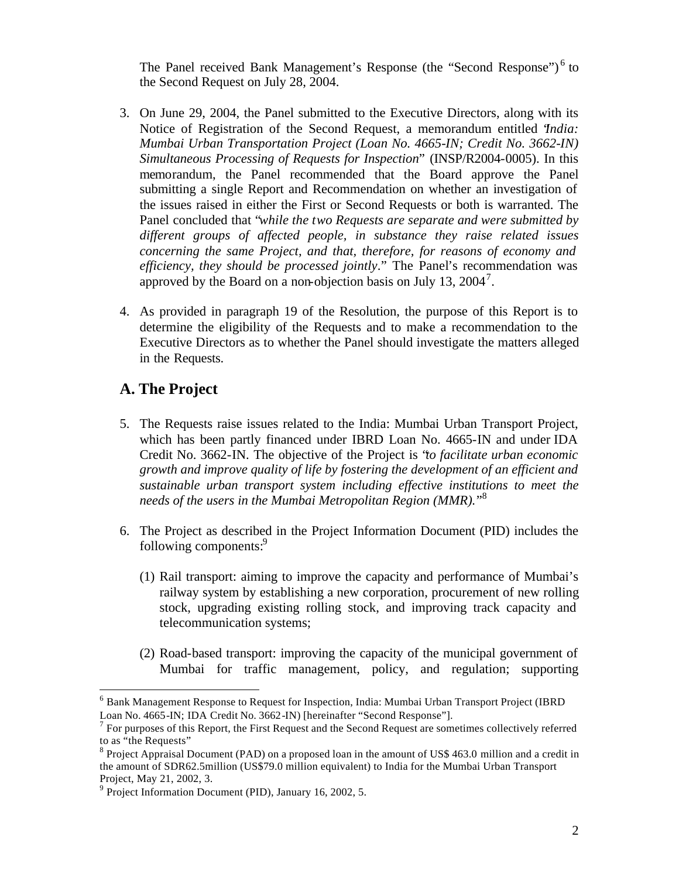The Panel received Bank Management's Response (the "Second Response")[6] to the Second Request on July 28, 2004.

3. On June 29, 2004, the Panel submitted to the Executive Directors, along with its Notice of Registration of the Second Request, a memorandum entitled "*India: Mumbai Urban Transportation Project (Loan No. 4665-IN; Credit No. 3662-IN) Simultaneous Processing of Requests for Inspection*" (INSP/R2004-0005). In this memorandum, the Panel recommended that the Board approve the Panel submitting a single Report and Recommendation on whether an investigation of the issues raised in either the First or Second Requests or both is warranted. The Panel concluded that "*while the two Requests are separate and were submitted by different groups of affected people, in substance they raise related issues concerning the same Project, and that, therefore, for reasons of economy and efficiency, they should be processed jointly*." The Panel's recommendation was approved by the Board on a non-objection basis on July 13, 2004[7].

4. As provided in paragraph 19 of the Resolution, the purpose of this Report is to determine the eligibility of the Requests and to make a recommendation to the Executive Directors as to whether the Panel should investigate the matters alleged in the Requests.

## A. The Project

5. The Requests raise issues related to the India: Mumbai Urban Transport Project, which has been partly financed under IBRD Loan No. 4665-IN and under IDA Credit No. 3662-IN. The objective of the Project is "*to facilitate urban economic growth and improve quality of life by fostering the development of an efficient and sustainable urban transport system including effective institutions to meet the needs of the users in the Mumbai Metropolitan Region (MMR).*"[8]

6. The Project as described in the Project Information Document (PID) includes the following components:[9]

   (1) Rail transport: aiming to improve the capacity and performance of Mumbai's railway system by establishing a new corporation, procurement of new rolling stock, upgrading existing rolling stock, and improving track capacity and telecommunication systems;

   (2) Road-based transport: improving the capacity of the municipal government of Mumbai for traffic management, policy, and regulation; supporting

---

[6] Bank Management Response to Request for Inspection, India: Mumbai Urban Transport Project (IBRD Loan No. 4665-IN; IDA Credit No. 3662-IN) [hereinafter "Second Response"].

[7] For purposes of this Report, the First Request and the Second Request are sometimes collectively referred to as "the Requests"

[8] Project Appraisal Document (PAD) on a proposed loan in the amount of US$ 463.0 million and a credit in the amount of SDR62.5million (US$79.0 million equivalent) to India for the Mumbai Urban Transport Project, May 21, 2002, 3.

[9] Project Information Document (PID), January 16, 2002, 5.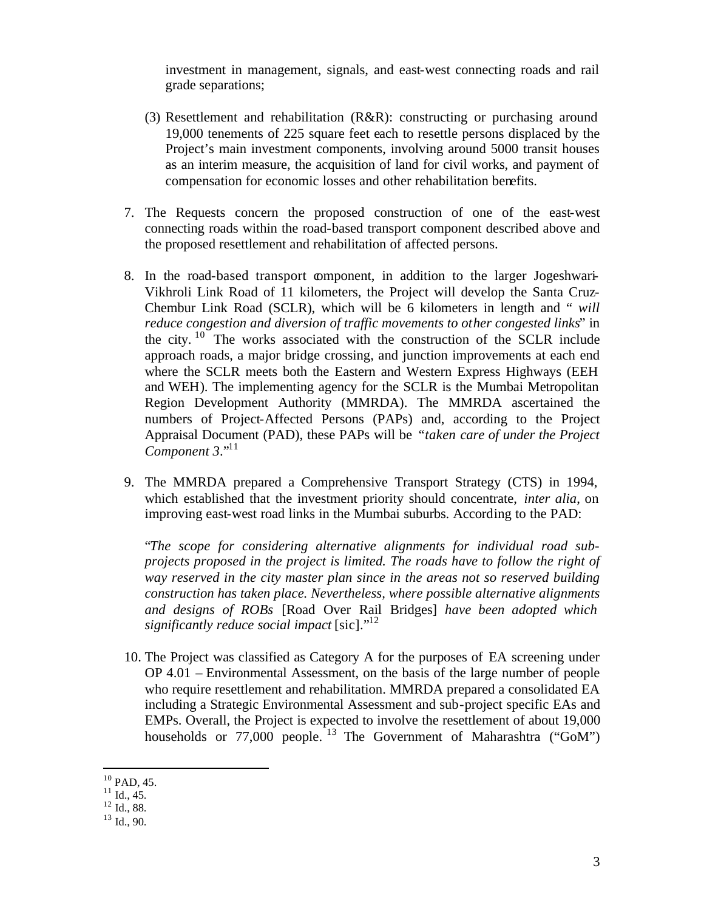investment in management, signals, and east-west connecting roads and rail grade separations;

(3) Resettlement and rehabilitation (R&R): constructing or purchasing around 19,000 tenements of 225 square feet each to resettle persons displaced by the Project's main investment components, involving around 5000 transit houses as an interim measure, the acquisition of land for civil works, and payment of compensation for economic losses and other rehabilitation benefits.

7. The Requests concern the proposed construction of one of the east-west connecting roads within the road-based transport component described above and the proposed resettlement and rehabilitation of affected persons.

8. In the road-based transport component, in addition to the larger Jogeshwari-Vikhroli Link Road of 11 kilometers, the Project will develop the Santa Cruz-Chembur Link Road (SCLR), which will be 6 kilometers in length and "*will reduce congestion and diversion of traffic movements to other congested links*" in the city.[10] The works associated with the construction of the SCLR include approach roads, a major bridge crossing, and junction improvements at each end where the SCLR meets both the Eastern and Western Express Highways (EEH and WEH). The implementing agency for the SCLR is the Mumbai Metropolitan Region Development Authority (MMRDA). The MMRDA ascertained the numbers of Project-Affected Persons (PAPs) and, according to the Project Appraisal Document (PAD), these PAPs will be "*taken care of under the Project Component 3*."[11]

9. The MMRDA prepared a Comprehensive Transport Strategy (CTS) in 1994, which established that the investment priority should concentrate, *inter alia*, on improving east-west road links in the Mumbai suburbs. According to the PAD:

"*The scope for considering alternative alignments for individual road sub-projects proposed in the project is limited. The roads have to follow the right of way reserved in the city master plan since in the areas not so reserved building construction has taken place. Nevertheless, where possible alternative alignments and designs of ROBs* [Road Over Rail Bridges] *have been adopted which significantly reduce social impact* [sic]."[12]

10. The Project was classified as Category A for the purposes of EA screening under OP 4.01 – Environmental Assessment, on the basis of the large number of people who require resettlement and rehabilitation. MMRDA prepared a consolidated EA including a Strategic Environmental Assessment and sub-project specific EAs and EMPs. Overall, the Project is expected to involve the resettlement of about 19,000 households or 77,000 people.[13] The Government of Maharashtra ("GoM")

---

[10] PAD, 45.
[11] Id., 45.
[12] Id., 88.
[13] Id., 90.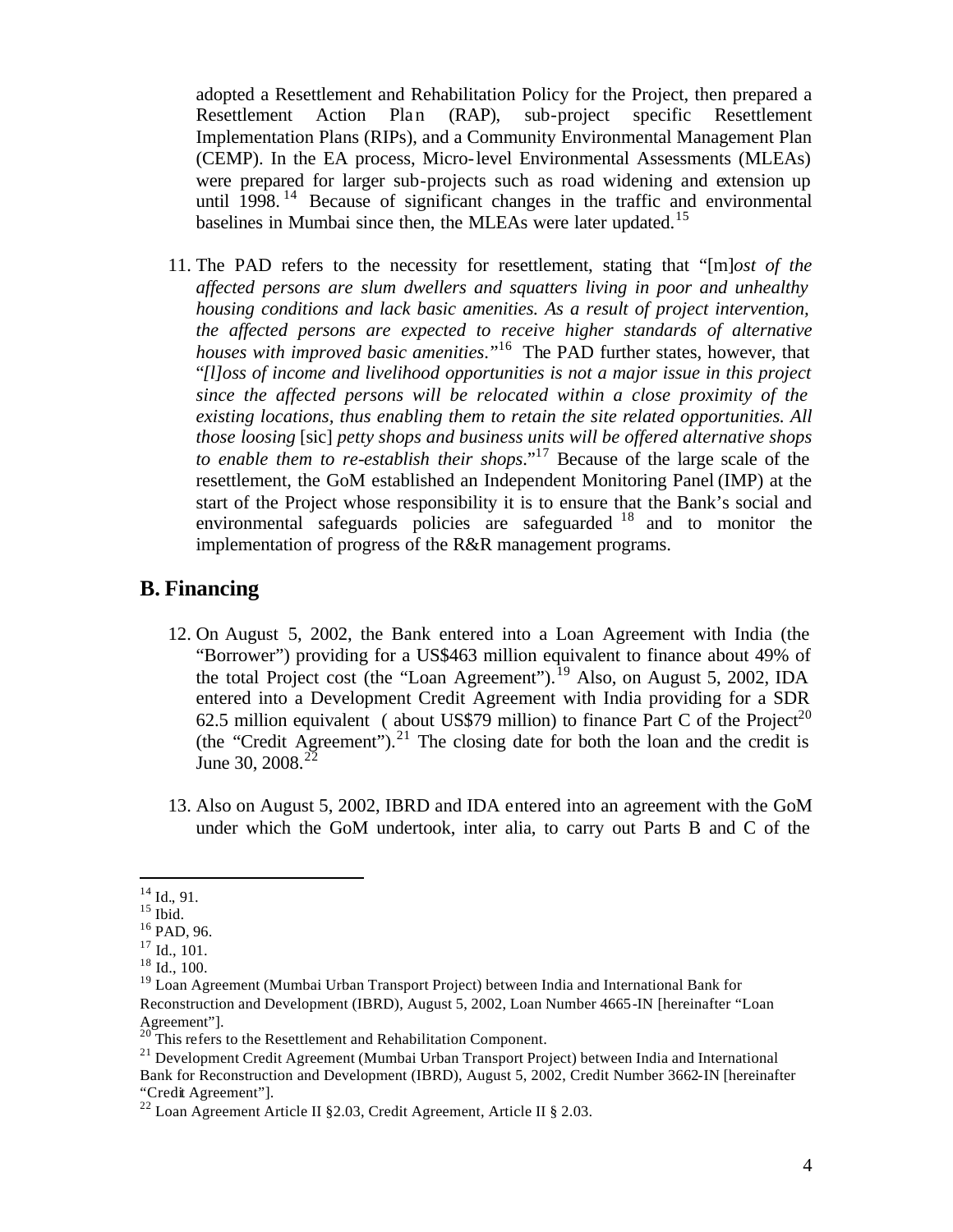adopted a Resettlement and Rehabilitation Policy for the Project, then prepared a Resettlement Action Plan (RAP), sub-project specific Resettlement Implementation Plans (RIPs), and a Community Environmental Management Plan (CEMP). In the EA process, Micro-level Environmental Assessments (MLEAs) were prepared for larger sub-projects such as road widening and extension up until 1998.[14] Because of significant changes in the traffic and environmental baselines in Mumbai since then, the MLEAs were later updated.[15]

11. The PAD refers to the necessity for resettlement, stating that "[m]*ost of the affected persons are slum dwellers and squatters living in poor and unhealthy housing conditions and lack basic amenities. As a result of project intervention, the affected persons are expected to receive higher standards of alternative houses with improved basic amenities.*"[16] The PAD further states, however, that "*[l]oss of income and livelihood opportunities is not a major issue in this project since the affected persons will be relocated within a close proximity of the existing locations, thus enabling them to retain the site related opportunities. All those loosing* [sic] *petty shops and business units will be offered alternative shops to enable them to re-establish their shops.*"[17] Because of the large scale of the resettlement, the GoM established an Independent Monitoring Panel (IMP) at the start of the Project whose responsibility it is to ensure that the Bank's social and environmental safeguards policies are safeguarded[18] and to monitor the implementation of progress of the R&R management programs.

## B. Financing

12. On August 5, 2002, the Bank entered into a Loan Agreement with India (the "Borrower") providing for a US$463 million equivalent to finance about 49% of the total Project cost (the "Loan Agreement").[19] Also, on August 5, 2002, IDA entered into a Development Credit Agreement with India providing for a SDR 62.5 million equivalent ( about US$79 million) to finance Part C of the Project[20] (the "Credit Agreement").[21] The closing date for both the loan and the credit is June 30, 2008.[22]

13. Also on August 5, 2002, IBRD and IDA entered into an agreement with the GoM under which the GoM undertook, inter alia, to carry out Parts B and C of the

---

[14] Id., 91.
[15] Ibid.
[16] PAD, 96.
[17] Id., 101.
[18] Id., 100.
[19] Loan Agreement (Mumbai Urban Transport Project) between India and International Bank for Reconstruction and Development (IBRD), August 5, 2002, Loan Number 4665-IN [hereinafter "Loan Agreement"].
[20] This refers to the Resettlement and Rehabilitation Component.
[21] Development Credit Agreement (Mumbai Urban Transport Project) between India and International Bank for Reconstruction and Development (IBRD), August 5, 2002, Credit Number 3662-IN [hereinafter "Credit Agreement"].
[22] Loan Agreement Article II §2.03, Credit Agreement, Article II § 2.03.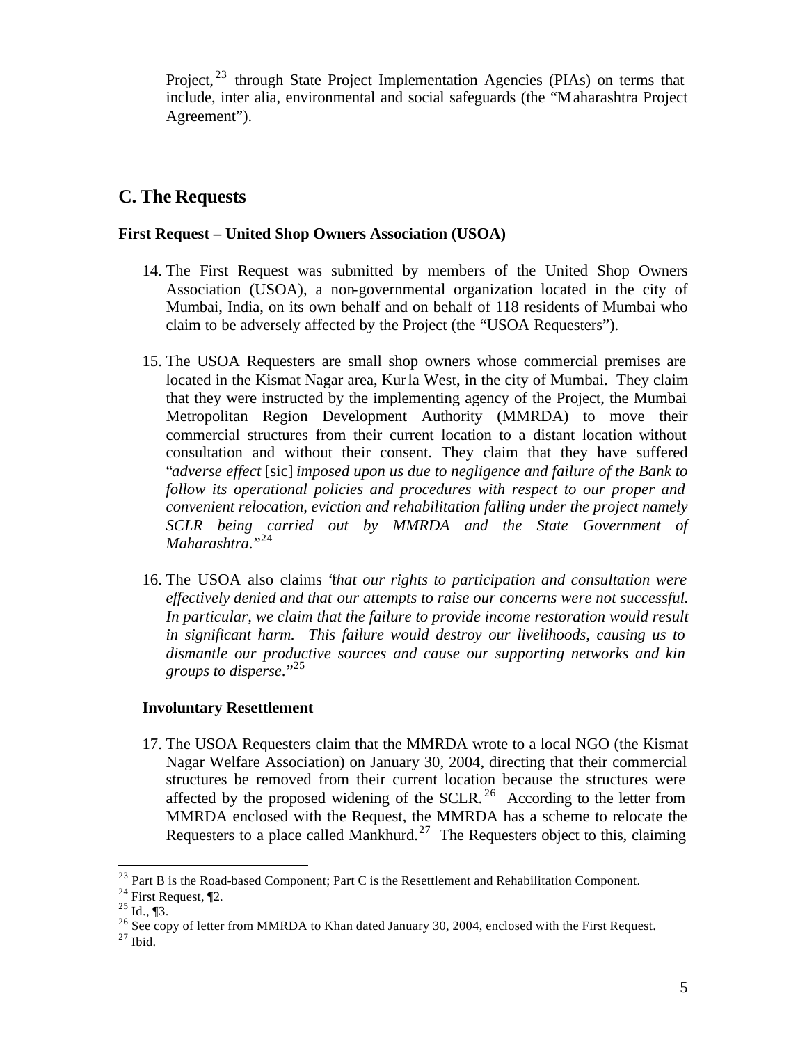Project,[23] through State Project Implementation Agencies (PIAs) on terms that include, inter alia, environmental and social safeguards (the "Maharashtra Project Agreement").

## C. The Requests

### First Request – United Shop Owners Association (USOA)

14. The First Request was submitted by members of the United Shop Owners Association (USOA), a non-governmental organization located in the city of Mumbai, India, on its own behalf and on behalf of 118 residents of Mumbai who claim to be adversely affected by the Project (the "USOA Requesters").

15. The USOA Requesters are small shop owners whose commercial premises are located in the Kismat Nagar area, Kurla West, in the city of Mumbai. They claim that they were instructed by the implementing agency of the Project, the Mumbai Metropolitan Region Development Authority (MMRDA) to move their commercial structures from their current location to a distant location without consultation and without their consent. They claim that they have suffered "*adverse effect* [sic] *imposed upon us due to negligence and failure of the Bank to follow its operational policies and procedures with respect to our proper and convenient relocation, eviction and rehabilitation falling under the project namely SCLR being carried out by MMRDA and the State Government of Maharashtra.*"[24]

16. The USOA also claims "*that our rights to participation and consultation were effectively denied and that our attempts to raise our concerns were not successful. In particular, we claim that the failure to provide income restoration would result in significant harm. This failure would destroy our livelihoods, causing us to dismantle our productive sources and cause our supporting networks and kin groups to disperse.*"[25]

#### Involuntary Resettlement

17. The USOA Requesters claim that the MMRDA wrote to a local NGO (the Kismat Nagar Welfare Association) on January 30, 2004, directing that their commercial structures be removed from their current location because the structures were affected by the proposed widening of the SCLR.[26] According to the letter from MMRDA enclosed with the Request, the MMRDA has a scheme to relocate the Requesters to a place called Mankhurd.[27] The Requesters object to this, claiming

---

[23] Part B is the Road-based Component; Part C is the Resettlement and Rehabilitation Component.

[24] First Request, ¶2.

[25] Id., ¶3.

[26] See copy of letter from MMRDA to Khan dated January 30, 2004, enclosed with the First Request.

[27] Ibid.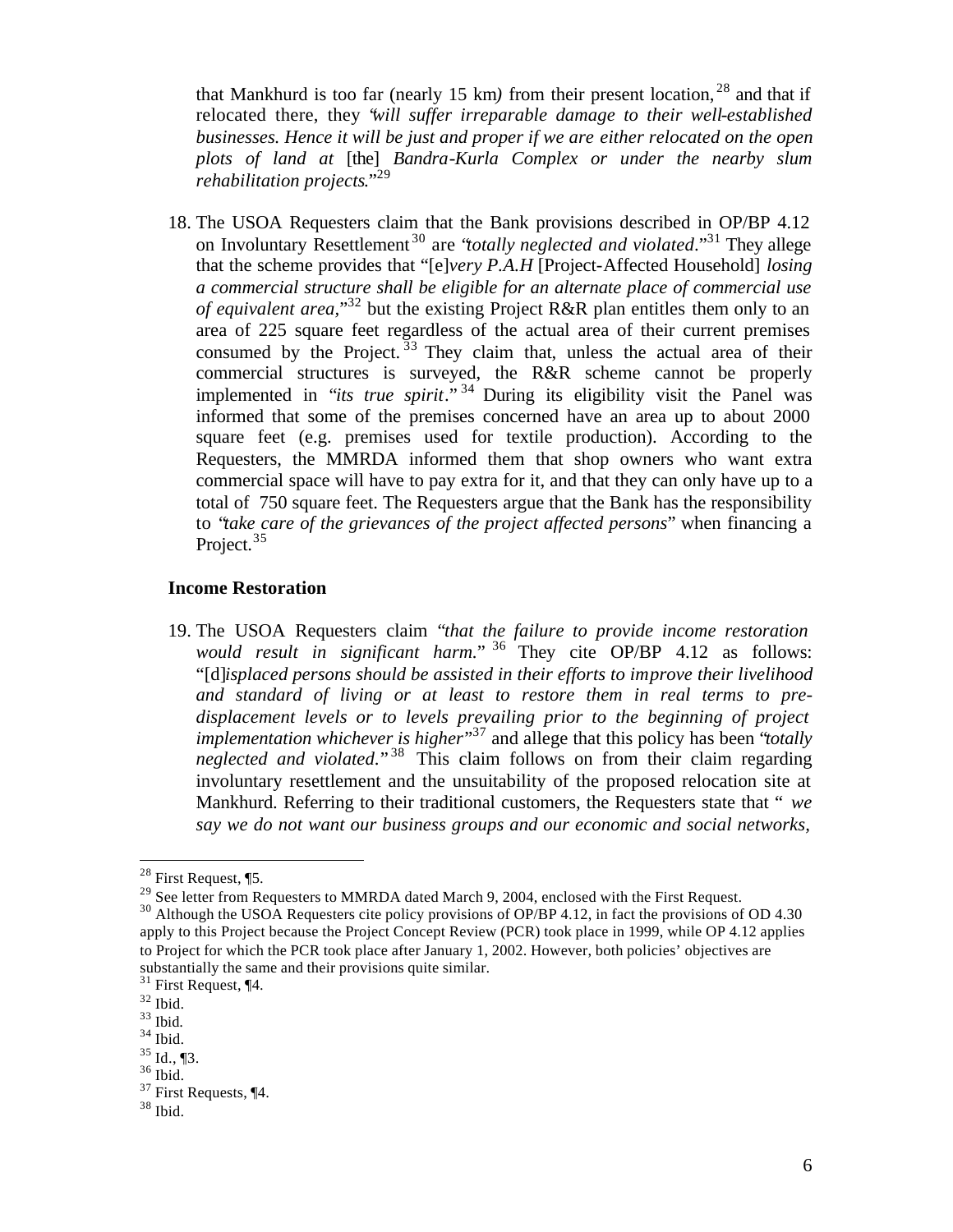that Mankhurd is too far (nearly 15 km) from their present location,[28] and that if relocated there, they "*will suffer irreparable damage to their well-established businesses. Hence it will be just and proper if we are either relocated on the open plots of land at* [the] *Bandra-Kurla Complex or under the nearby slum rehabilitation projects*."[29]

18. The USOA Requesters claim that the Bank provisions described in OP/BP 4.12 on Involuntary Resettlement[30] are "*totally neglected and violated*."[31] They allege that the scheme provides that "[e]*very P.A.H* [Project-Affected Household] *losing a commercial structure shall be eligible for an alternate place of commercial use of equivalent area*,"[32] but the existing Project R&R plan entitles them only to an area of 225 square feet regardless of the actual area of their current premises consumed by the Project.[33] They claim that, unless the actual area of their commercial structures is surveyed, the R&R scheme cannot be properly implemented in "*its true spirit*."[34] During its eligibility visit the Panel was informed that some of the premises concerned have an area up to about 2000 square feet (e.g. premises used for textile production). According to the Requesters, the MMRDA informed them that shop owners who want extra commercial space will have to pay extra for it, and that they can only have up to a total of 750 square feet. The Requesters argue that the Bank has the responsibility to "*take care of the grievances of the project affected persons*" when financing a Project.[35]

**Income Restoration**

19. The USOA Requesters claim "*that the failure to provide income restoration would result in significant harm*."[36] They cite OP/BP 4.12 as follows: "[d]*isplaced persons should be assisted in their efforts to improve their livelihood and standard of living or at least to restore them in real terms to pre-displacement levels or to levels prevailing prior to the beginning of project implementation whichever is higher*"[37] and allege that this policy has been "*totally neglected and violated*."[38] This claim follows on from their claim regarding involuntary resettlement and the unsuitability of the proposed relocation site at Mankhurd. Referring to their traditional customers, the Requesters state that " *we say we do not want our business groups and our economic and social networks,*

---

[28] First Request, ¶5.

[29] See letter from Requesters to MMRDA dated March 9, 2004, enclosed with the First Request.

[30] Although the USOA Requesters cite policy provisions of OP/BP 4.12, in fact the provisions of OD 4.30 apply to this Project because the Project Concept Review (PCR) took place in 1999, while OP 4.12 applies to Project for which the PCR took place after January 1, 2002. However, both policies' objectives are substantially the same and their provisions quite similar.

[31] First Request, ¶4.

[32] Ibid.

[33] Ibid.

[34] Ibid.

[35] Id., ¶3.

[36] Ibid.

[37] First Requests, ¶4.

[38] Ibid.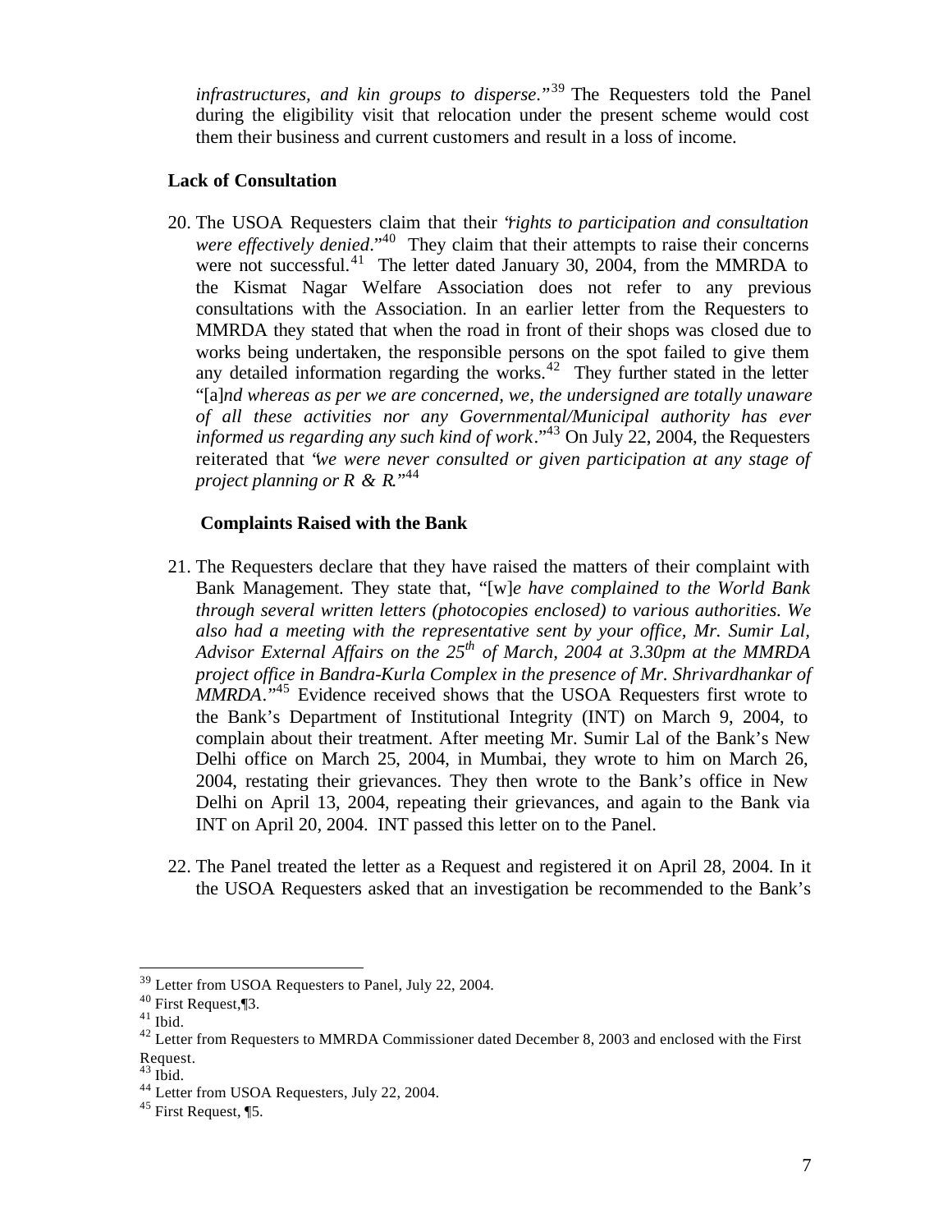*infrastructures, and kin groups to disperse*."[39] The Requesters told the Panel during the eligibility visit that relocation under the present scheme would cost them their business and current customers and result in a loss of income.

**Lack of Consultation**

20. The USOA Requesters claim that their "*rights to participation and consultation were effectively denied*."[40] They claim that their attempts to raise their concerns were not successful.[41] The letter dated January 30, 2004, from the MMRDA to the Kismat Nagar Welfare Association does not refer to any previous consultations with the Association. In an earlier letter from the Requesters to MMRDA they stated that when the road in front of their shops was closed due to works being undertaken, the responsible persons on the spot failed to give them any detailed information regarding the works.[42] They further stated in the letter "[a]*nd whereas as per we are concerned, we, the undersigned are totally unaware of all these activities nor any Governmental/Municipal authority has ever informed us regarding any such kind of work*."[43] On July 22, 2004, the Requesters reiterated that "*we were never consulted or given participation at any stage of project planning or R & R*."[44]

**Complaints Raised with the Bank**

21. The Requesters declare that they have raised the matters of their complaint with Bank Management. They state that, "[w]*e have complained to the World Bank through several written letters (photocopies enclosed) to various authorities. We also had a meeting with the representative sent by your office, Mr. Sumir Lal, Advisor External Affairs on the 25th of March, 2004 at 3.30pm at the MMRDA project office in Bandra-Kurla Complex in the presence of Mr. Shrivardhankar of MMRDA*."[45] Evidence received shows that the USOA Requesters first wrote to the Bank's Department of Institutional Integrity (INT) on March 9, 2004, to complain about their treatment. After meeting Mr. Sumir Lal of the Bank's New Delhi office on March 25, 2004, in Mumbai, they wrote to him on March 26, 2004, restating their grievances. They then wrote to the Bank's office in New Delhi on April 13, 2004, repeating their grievances, and again to the Bank via INT on April 20, 2004. INT passed this letter on to the Panel.

22. The Panel treated the letter as a Request and registered it on April 28, 2004. In it the USOA Requesters asked that an investigation be recommended to the Bank's

---

[39] Letter from USOA Requesters to Panel, July 22, 2004.

[40] First Request,¶3.

[41] Ibid.

[42] Letter from Requesters to MMRDA Commissioner dated December 8, 2003 and enclosed with the First Request.

[43] Ibid.

[44] Letter from USOA Requesters, July 22, 2004.

[45] First Request, ¶5.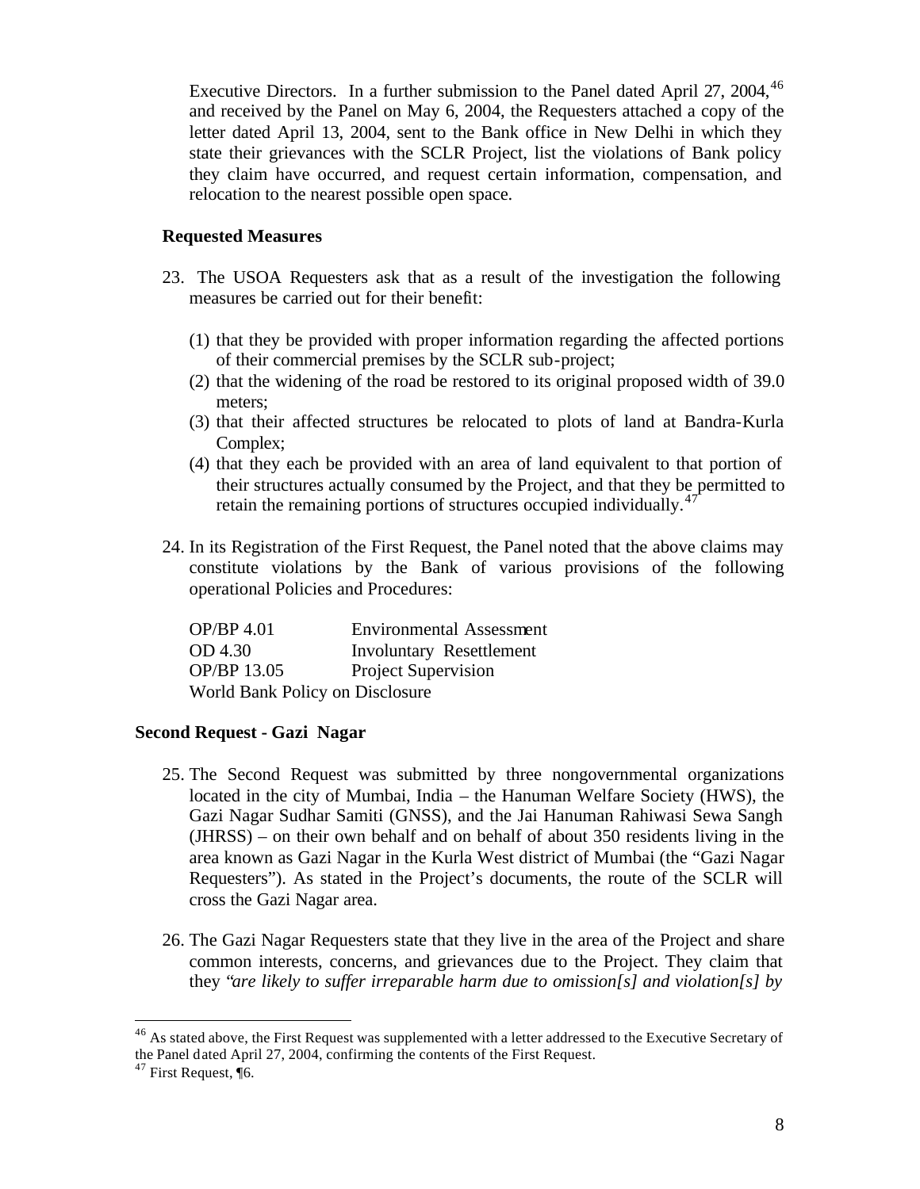Executive Directors. In a further submission to the Panel dated April 27, 2004,[46] and received by the Panel on May 6, 2004, the Requesters attached a copy of the letter dated April 13, 2004, sent to the Bank office in New Delhi in which they state their grievances with the SCLR Project, list the violations of Bank policy they claim have occurred, and request certain information, compensation, and relocation to the nearest possible open space.

**Requested Measures**

23. The USOA Requesters ask that as a result of the investigation the following measures be carried out for their benefit:

    (1) that they be provided with proper information regarding the affected portions of their commercial premises by the SCLR sub-project;
    (2) that the widening of the road be restored to its original proposed width of 39.0 meters;
    (3) that their affected structures be relocated to plots of land at Bandra-Kurla Complex;
    (4) that they each be provided with an area of land equivalent to that portion of their structures actually consumed by the Project, and that they be permitted to retain the remaining portions of structures occupied individually.[47]

24. In its Registration of the First Request, the Panel noted that the above claims may constitute violations by the Bank of various provisions of the following operational Policies and Procedures:

| | |
|---|---|
| OP/BP 4.01 | Environmental Assessment |
| OD 4.30 | Involuntary Resettlement |
| OP/BP 13.05 | Project Supervision |
| World Bank Policy on Disclosure | |

## Second Request - Gazi Nagar

25. The Second Request was submitted by three nongovernmental organizations located in the city of Mumbai, India – the Hanuman Welfare Society (HWS), the Gazi Nagar Sudhar Samiti (GNSS), and the Jai Hanuman Rahiwasi Sewa Sangh (JHRSS) – on their own behalf and on behalf of about 350 residents living in the area known as Gazi Nagar in the Kurla West district of Mumbai (the "Gazi Nagar Requesters"). As stated in the Project's documents, the route of the SCLR will cross the Gazi Nagar area.

26. The Gazi Nagar Requesters state that they live in the area of the Project and share common interests, concerns, and grievances due to the Project. They claim that they *"are likely to suffer irreparable harm due to omission[s] and violation[s] by*

---

[46] As stated above, the First Request was supplemented with a letter addressed to the Executive Secretary of the Panel dated April 27, 2004, confirming the contents of the First Request.

[47] First Request, ¶6.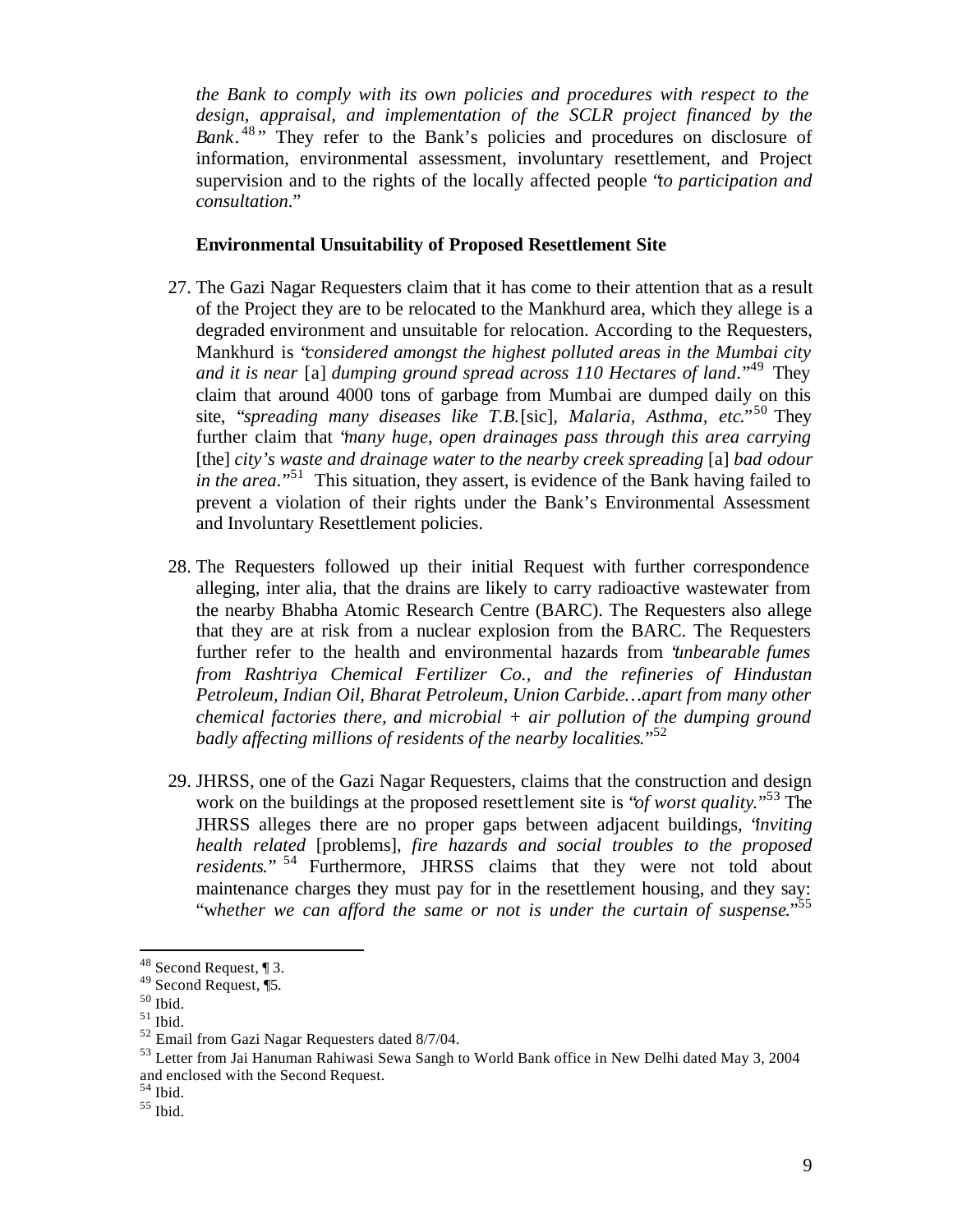*the Bank to comply with its own policies and procedures with respect to the design, appraisal, and implementation of the SCLR project financed by the Bank*.[48]" They refer to the Bank's policies and procedures on disclosure of information, environmental assessment, involuntary resettlement, and Project supervision and to the rights of the locally affected people "*to participation and consultation*."

**Environmental Unsuitability of Proposed Resettlement Site**

27. The Gazi Nagar Requesters claim that it has come to their attention that as a result of the Project they are to be relocated to the Mankhurd area, which they allege is a degraded environment and unsuitable for relocation. According to the Requesters, Mankhurd is "*considered amongst the highest polluted areas in the Mumbai city and it is near* [a] *dumping ground spread across 110 Hectares of land*."[49] They claim that around 4000 tons of garbage from Mumbai are dumped daily on this site, "*spreading many diseases like T.B.*[sic], *Malaria, Asthma, etc.*"[50] They further claim that "*many huge, open drainages pass through this area carrying* [the] *city's waste and drainage water to the nearby creek spreading* [a] *bad odour in the area*."[51] This situation, they assert, is evidence of the Bank having failed to prevent a violation of their rights under the Bank's Environmental Assessment and Involuntary Resettlement policies.

28. The Requesters followed up their initial Request with further correspondence alleging, inter alia, that the drains are likely to carry radioactive wastewater from the nearby Bhabha Atomic Research Centre (BARC). The Requesters also allege that they are at risk from a nuclear explosion from the BARC. The Requesters further refer to the health and environmental hazards from "*unbearable fumes from Rashtriya Chemical Fertilizer Co., and the refineries of Hindustan Petroleum, Indian Oil, Bharat Petroleum, Union Carbide…apart from many other chemical factories there, and microbial + air pollution of the dumping ground badly affecting millions of residents of the nearby localities*."[52]

29. JHRSS, one of the Gazi Nagar Requesters, claims that the construction and design work on the buildings at the proposed resettlement site is "*of worst quality*."[53] The JHRSS alleges there are no proper gaps between adjacent buildings, "*inviting health related* [problems], *fire hazards and social troubles to the proposed residents*."[54] Furthermore, JHRSS claims that they were not told about maintenance charges they must pay for in the resettlement housing, and they say: "*whether we can afford the same or not is under the curtain of suspense*."[55]

---

[48] Second Request, ¶ 3.
[49] Second Request, ¶5.
[50] Ibid.
[51] Ibid.
[52] Email from Gazi Nagar Requesters dated 8/7/04.
[53] Letter from Jai Hanuman Rahiwasi Sewa Sangh to World Bank office in New Delhi dated May 3, 2004 and enclosed with the Second Request.
[54] Ibid.
[55] Ibid.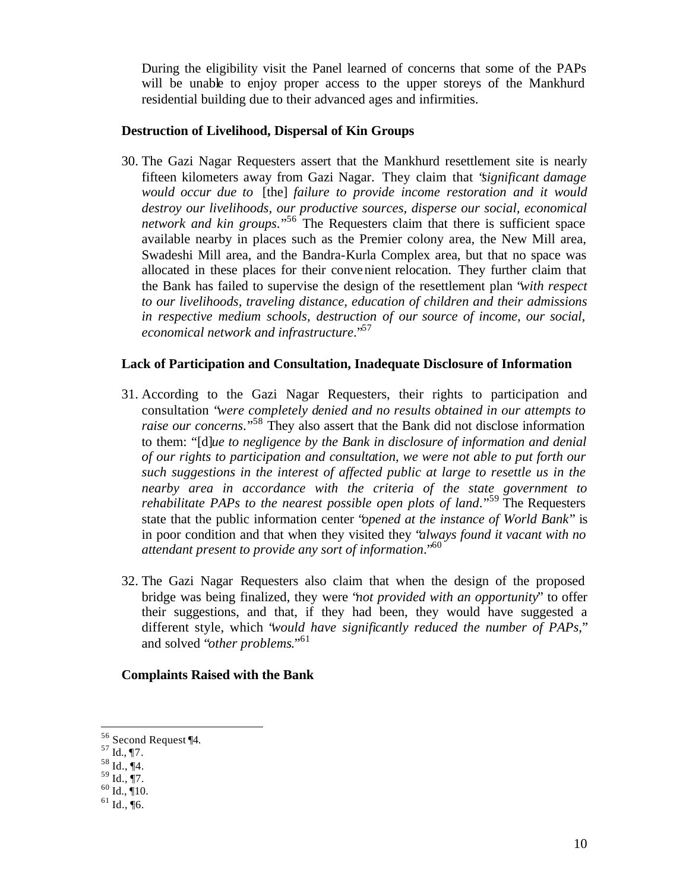During the eligibility visit the Panel learned of concerns that some of the PAPs will be unable to enjoy proper access to the upper storeys of the Mankhurd residential building due to their advanced ages and infirmities.

**Destruction of Livelihood, Dispersal of Kin Groups**

30. The Gazi Nagar Requesters assert that the Mankhurd resettlement site is nearly fifteen kilometers away from Gazi Nagar. They claim that "*significant damage would occur due to* [the] *failure to provide income restoration and it would destroy our livelihoods, our productive sources, disperse our social, economical network and kin groups.*"[56] The Requesters claim that there is sufficient space available nearby in places such as the Premier colony area, the New Mill area, Swadeshi Mill area, and the Bandra-Kurla Complex area, but that no space was allocated in these places for their convenient relocation. They further claim that the Bank has failed to supervise the design of the resettlement plan "*with respect to our livelihoods, traveling distance, education of children and their admissions in respective medium schools, destruction of our source of income, our social, economical network and infrastructure.*"[57]

**Lack of Participation and Consultation, Inadequate Disclosure of Information**

31. According to the Gazi Nagar Requesters, their rights to participation and consultation "*were completely denied and no results obtained in our attempts to raise our concerns.*"[58] They also assert that the Bank did not disclose information to them: "[d]*ue to negligence by the Bank in disclosure of information and denial of our rights to participation and consultation, we were not able to put forth our such suggestions in the interest of affected public at large to resettle us in the nearby area in accordance with the criteria of the state government to rehabilitate PAPs to the nearest possible open plots of land.*"[59] The Requesters state that the public information center "*opened at the instance of World Bank*" is in poor condition and that when they visited they "*always found it vacant with no attendant present to provide any sort of information.*"[60]

32. The Gazi Nagar Requesters also claim that when the design of the proposed bridge was being finalized, they were "*not provided with an opportunity*" to offer their suggestions, and that, if they had been, they would have suggested a different style, which "*would have significantly reduced the number of PAPs,*" and solved "*other problems.*"[61]

**Complaints Raised with the Bank**

---

[56] Second Request ¶4.
[57] Id., ¶7.
[58] Id., ¶4.
[59] Id., ¶7.
[60] Id., ¶10.
[61] Id., ¶6.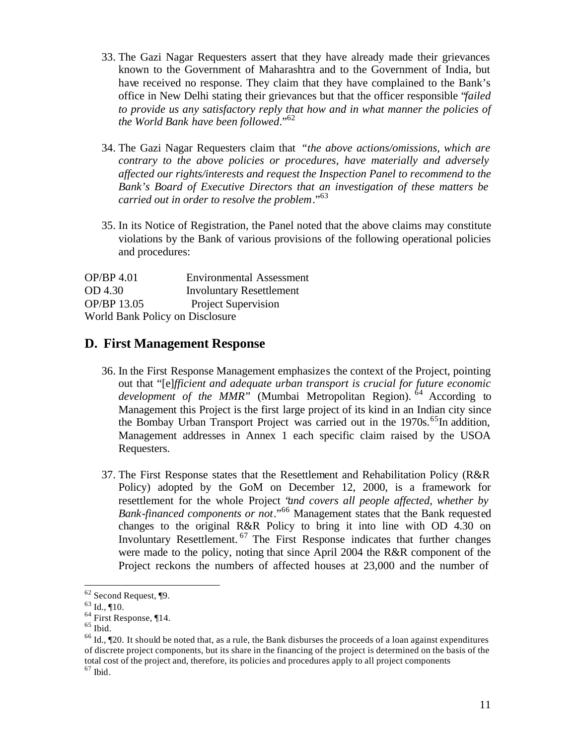33. The Gazi Nagar Requesters assert that they have already made their grievances known to the Government of Maharashtra and to the Government of India, but have received no response. They claim that they have complained to the Bank's office in New Delhi stating their grievances but that the officer responsible "*failed to provide us any satisfactory reply that how and in what manner the policies of the World Bank have been followed*."[62]

34. The Gazi Nagar Requesters claim that "*the above actions/omissions, which are contrary to the above policies or procedures, have materially and adversely affected our rights/interests and request the Inspection Panel to recommend to the Bank's Board of Executive Directors that an investigation of these matters be carried out in order to resolve the problem*."[63]

35. In its Notice of Registration, the Panel noted that the above claims may constitute violations by the Bank of various provisions of the following operational policies and procedures:

OP/BP 4.01 Environmental Assessment
OD 4.30 Involuntary Resettlement
OP/BP 13.05 Project Supervision
World Bank Policy on Disclosure

## D. First Management Response

36. In the First Response Management emphasizes the context of the Project, pointing out that "[e]*fficient and adequate urban transport is crucial for future economic development of the MMR*" (Mumbai Metropolitan Region).[64] According to Management this Project is the first large project of its kind in an Indian city since the Bombay Urban Transport Project was carried out in the 1970s.[65] In addition, Management addresses in Annex 1 each specific claim raised by the USOA Requesters.

37. The First Response states that the Resettlement and Rehabilitation Policy (R&R Policy) adopted by the GoM on December 12, 2000, is a framework for resettlement for the whole Project "*and covers all people affected, whether by Bank-financed components or not*."[66] Management states that the Bank requested changes to the original R&R Policy to bring it into line with OD 4.30 on Involuntary Resettlement.[67] The First Response indicates that further changes were made to the policy, noting that since April 2004 the R&R component of the Project reckons the numbers of affected houses at 23,000 and the number of

---

[62] Second Request, ¶9.
[63] Id., ¶10.
[64] First Response, ¶14.
[65] Ibid.
[66] Id., ¶20. It should be noted that, as a rule, the Bank disburses the proceeds of a loan against expenditures of discrete project components, but its share in the financing of the project is determined on the basis of the total cost of the project and, therefore, its policies and procedures apply to all project components
[67] Ibid.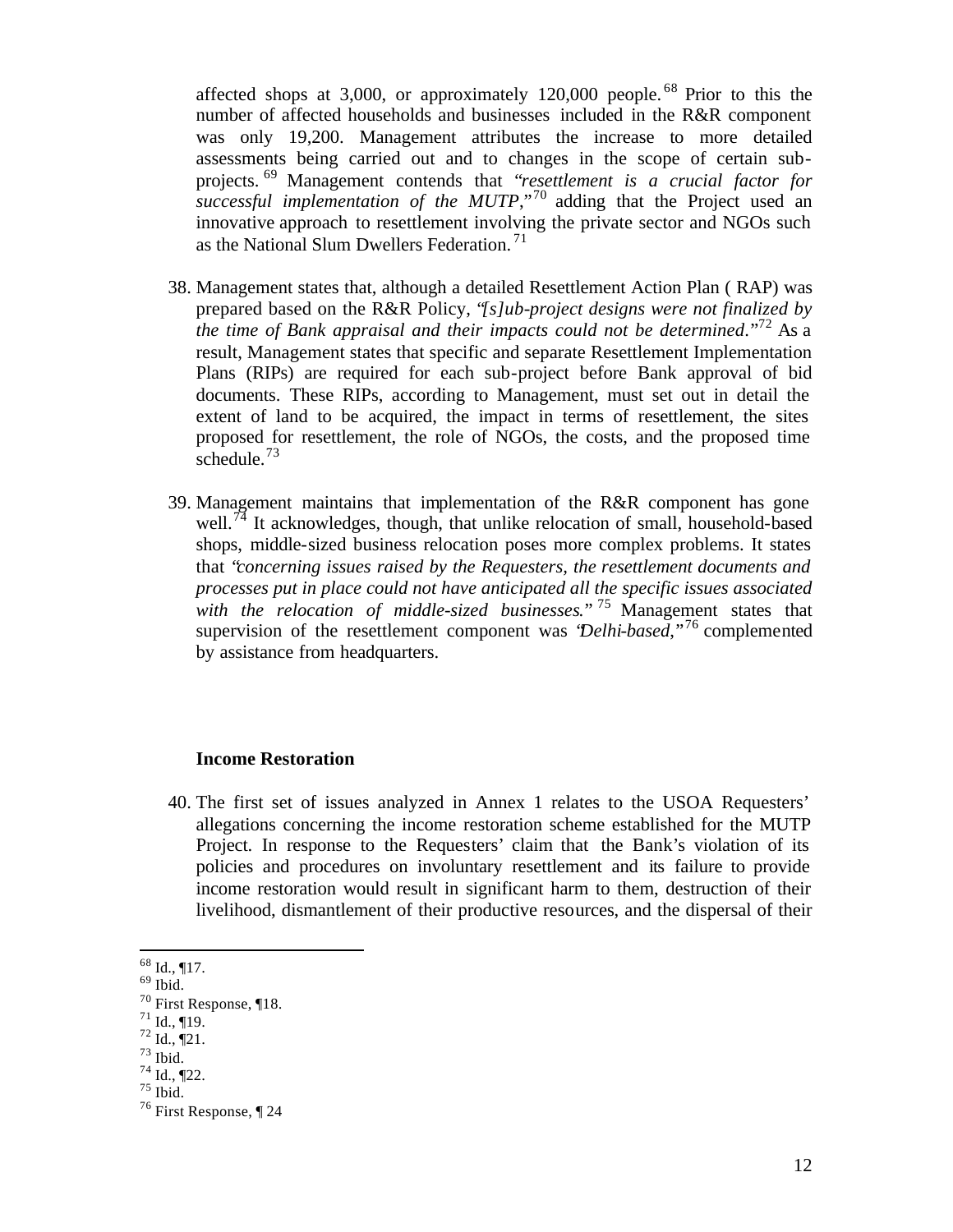affected shops at 3,000, or approximately 120,000 people.[68] Prior to this the number of affected households and businesses included in the R&R component was only 19,200. Management attributes the increase to more detailed assessments being carried out and to changes in the scope of certain sub-projects.[69] Management contends that "*resettlement is a crucial factor for successful implementation of the MUTP*,"[70] adding that the Project used an innovative approach to resettlement involving the private sector and NGOs such as the National Slum Dwellers Federation.[71]

38. Management states that, although a detailed Resettlement Action Plan ( RAP) was prepared based on the R&R Policy, "*[s]ub-project designs were not finalized by the time of Bank appraisal and their impacts could not be determined*."[72] As a result, Management states that specific and separate Resettlement Implementation Plans (RIPs) are required for each sub-project before Bank approval of bid documents. These RIPs, according to Management, must set out in detail the extent of land to be acquired, the impact in terms of resettlement, the sites proposed for resettlement, the role of NGOs, the costs, and the proposed time schedule.[73]

39. Management maintains that implementation of the R&R component has gone well.[74] It acknowledges, though, that unlike relocation of small, household-based shops, middle-sized business relocation poses more complex problems. It states that "*concerning issues raised by the Requesters, the resettlement documents and processes put in place could not have anticipated all the specific issues associated with the relocation of middle-sized businesses*."[75] Management states that supervision of the resettlement component was "*Delhi-based*,"[76] complemented by assistance from headquarters.

**Income Restoration**

40. The first set of issues analyzed in Annex 1 relates to the USOA Requesters' allegations concerning the income restoration scheme established for the MUTP Project. In response to the Requesters' claim that the Bank's violation of its policies and procedures on involuntary resettlement and its failure to provide income restoration would result in significant harm to them, destruction of their livelihood, dismantlement of their productive resources, and the dispersal of their

---

[68] Id., ¶17.
[69] Ibid.
[70] First Response, ¶18.
[71] Id., ¶19.
[72] Id., ¶21.
[73] Ibid.
[74] Id., ¶22.
[75] Ibid.
[76] First Response, ¶ 24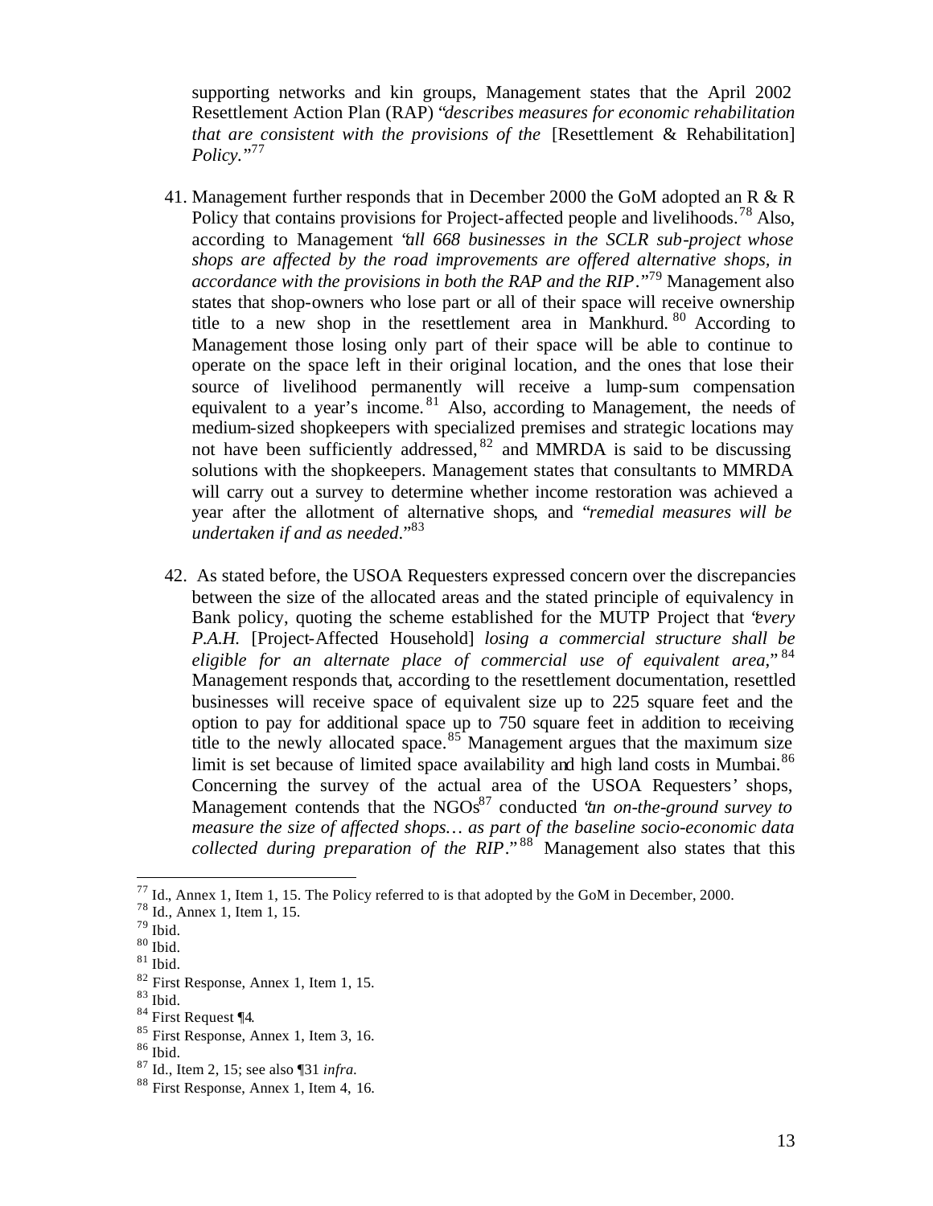supporting networks and kin groups, Management states that the April 2002 Resettlement Action Plan (RAP) "*describes measures for economic rehabilitation that are consistent with the provisions of the* [Resettlement & Rehabilitation] *Policy.*"[77]

41. Management further responds that in December 2000 the GoM adopted an R & R Policy that contains provisions for Project-affected people and livelihoods.[78] Also, according to Management "*all 668 businesses in the SCLR sub-project whose shops are affected by the road improvements are offered alternative shops, in accordance with the provisions in both the RAP and the RIP*."[79] Management also states that shop-owners who lose part or all of their space will receive ownership title to a new shop in the resettlement area in Mankhurd.[80] According to Management those losing only part of their space will be able to continue to operate on the space left in their original location, and the ones that lose their source of livelihood permanently will receive a lump-sum compensation equivalent to a year's income.[81] Also, according to Management, the needs of medium-sized shopkeepers with specialized premises and strategic locations may not have been sufficiently addressed,[82] and MMRDA is said to be discussing solutions with the shopkeepers. Management states that consultants to MMRDA will carry out a survey to determine whether income restoration was achieved a year after the allotment of alternative shops, and "*remedial measures will be undertaken if and as needed.*"[83]

42. As stated before, the USOA Requesters expressed concern over the discrepancies between the size of the allocated areas and the stated principle of equivalency in Bank policy, quoting the scheme established for the MUTP Project that "*every P.A.H.* [Project-Affected Household] *losing a commercial structure shall be eligible for an alternate place of commercial use of equivalent area*,"[84] Management responds that, according to the resettlement documentation, resettled businesses will receive space of equivalent size up to 225 square feet and the option to pay for additional space up to 750 square feet in addition to receiving title to the newly allocated space.[85] Management argues that the maximum size limit is set because of limited space availability and high land costs in Mumbai.[86] Concerning the survey of the actual area of the USOA Requesters' shops, Management contends that the NGOs[87] conducted "*an on-the-ground survey to measure the size of affected shops… as part of the baseline socio-economic data collected during preparation of the RIP*."[88] Management also states that this

---

[77] Id., Annex 1, Item 1, 15. The Policy referred to is that adopted by the GoM in December, 2000.

[78] Id., Annex 1, Item 1, 15.

[79] Ibid.

[80] Ibid.

[81] Ibid.

[82] First Response, Annex 1, Item 1, 15.

[83] Ibid.

[84] First Request ¶4.

[85] First Response, Annex 1, Item 3, 16.

[86] Ibid.

[87] Id., Item 2, 15; see also ¶31 *infra.*

[88] First Response, Annex 1, Item 4, 16.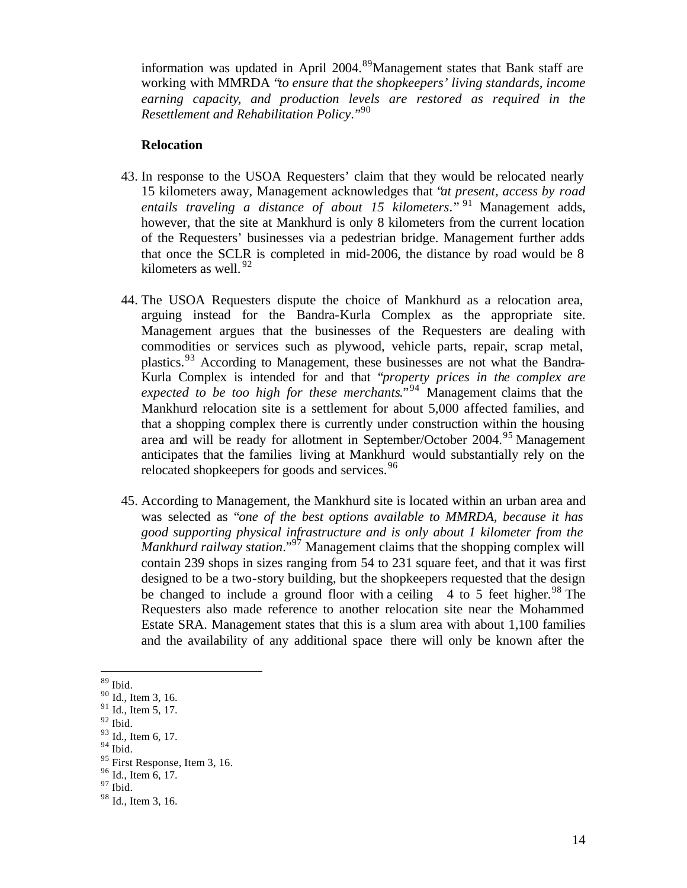information was updated in April 2004.[89] Management states that Bank staff are working with MMRDA "*to ensure that the shopkeepers' living standards, income earning capacity, and production levels are restored as required in the Resettlement and Rehabilitation Policy*."[90]

**Relocation**

43. In response to the USOA Requesters' claim that they would be relocated nearly 15 kilometers away, Management acknowledges that "*at present, access by road entails traveling a distance of about 15 kilometers*." [91] Management adds, however, that the site at Mankhurd is only 8 kilometers from the current location of the Requesters' businesses via a pedestrian bridge. Management further adds that once the SCLR is completed in mid-2006, the distance by road would be 8 kilometers as well. [92]

44. The USOA Requesters dispute the choice of Mankhurd as a relocation area, arguing instead for the Bandra-Kurla Complex as the appropriate site. Management argues that the businesses of the Requesters are dealing with commodities or services such as plywood, vehicle parts, repair, scrap metal, plastics.[93] According to Management, these businesses are not what the Bandra-Kurla Complex is intended for and that "*property prices in the complex are expected to be too high for these merchants*."[94] Management claims that the Mankhurd relocation site is a settlement for about 5,000 affected families, and that a shopping complex there is currently under construction within the housing area and will be ready for allotment in September/October 2004.[95] Management anticipates that the families living at Mankhurd would substantially rely on the relocated shopkeepers for goods and services.[96]

45. According to Management, the Mankhurd site is located within an urban area and was selected as "*one of the best options available to MMRDA, because it has good supporting physical infrastructure and is only about 1 kilometer from the Mankhurd railway station*."[97] Management claims that the shopping complex will contain 239 shops in sizes ranging from 54 to 231 square feet, and that it was first designed to be a two-story building, but the shopkeepers requested that the design be changed to include a ground floor with a ceiling 4 to 5 feet higher.[98] The Requesters also made reference to another relocation site near the Mohammed Estate SRA. Management states that this is a slum area with about 1,100 families and the availability of any additional space there will only be known after the

---

[89] Ibid.
[90] Id., Item 3, 16.
[91] Id., Item 5, 17.
[92] Ibid.
[93] Id., Item 6, 17.
[94] Ibid.
[95] First Response, Item 3, 16.
[96] Id., Item 6, 17.
[97] Ibid.
[98] Id., Item 3, 16.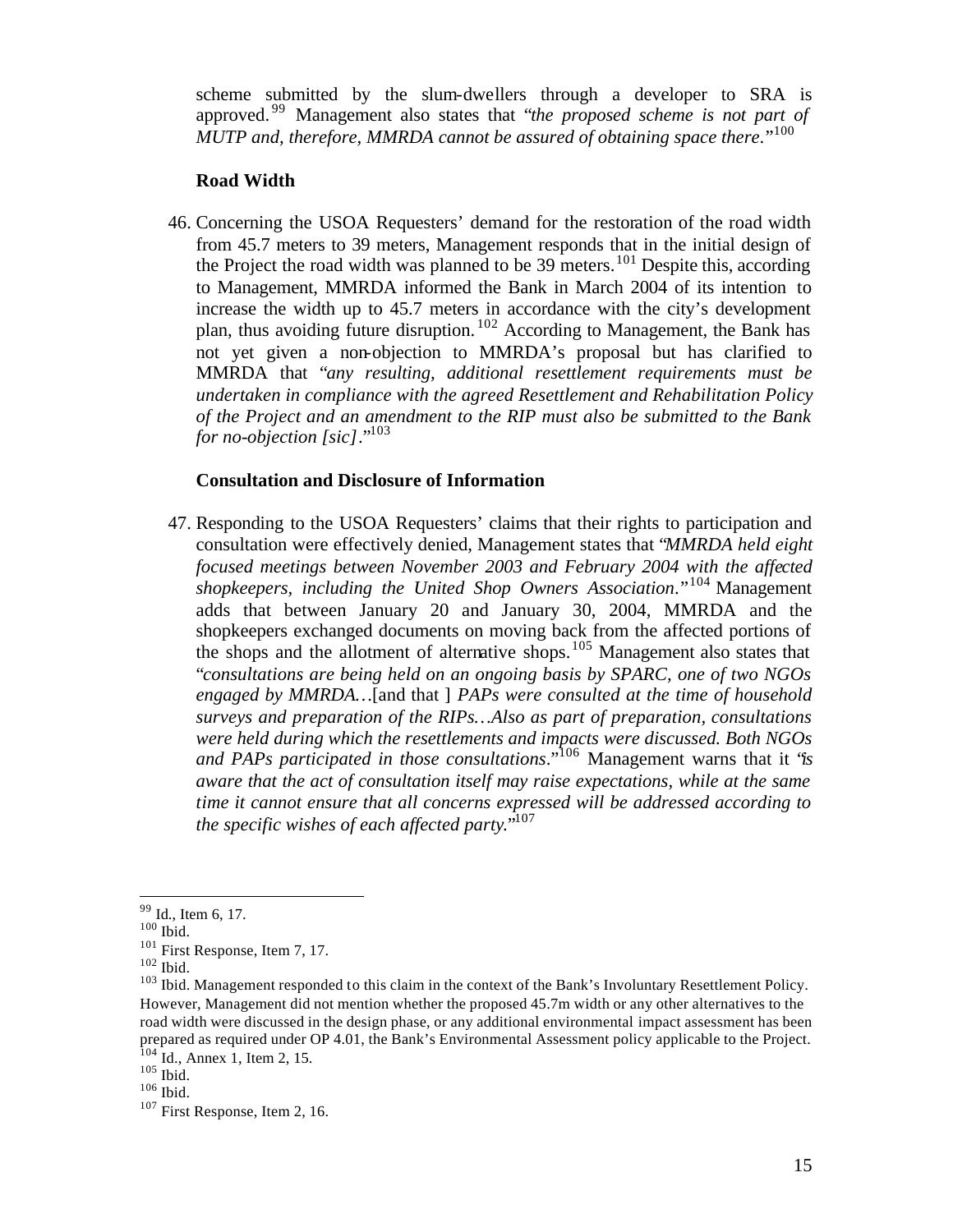scheme submitted by the slum-dwellers through a developer to SRA is approved.[99] Management also states that "*the proposed scheme is not part of MUTP and, therefore, MMRDA cannot be assured of obtaining space there*."[100]

**Road Width**

46. Concerning the USOA Requesters' demand for the restoration of the road width from 45.7 meters to 39 meters, Management responds that in the initial design of the Project the road width was planned to be 39 meters.[101] Despite this, according to Management, MMRDA informed the Bank in March 2004 of its intention to increase the width up to 45.7 meters in accordance with the city's development plan, thus avoiding future disruption.[102] According to Management, the Bank has not yet given a non-objection to MMRDA's proposal but has clarified to MMRDA that "*any resulting, additional resettlement requirements must be undertaken in compliance with the agreed Resettlement and Rehabilitation Policy of the Project and an amendment to the RIP must also be submitted to the Bank for no-objection [sic]*."[103]

**Consultation and Disclosure of Information**

47. Responding to the USOA Requesters' claims that their rights to participation and consultation were effectively denied, Management states that "*MMRDA held eight focused meetings between November 2003 and February 2004 with the affected shopkeepers, including the United Shop Owners Association*."[104] Management adds that between January 20 and January 30, 2004, MMRDA and the shopkeepers exchanged documents on moving back from the affected portions of the shops and the allotment of alternative shops.[105] Management also states that "*consultations are being held on an ongoing basis by SPARC, one of two NGOs engaged by MMRDA…*[and that ] *PAPs were consulted at the time of household surveys and preparation of the RIPs…Also as part of preparation, consultations were held during which the resettlements and impacts were discussed. Both NGOs and PAPs participated in those consultations*."[106] Management warns that it "*is aware that the act of consultation itself may raise expectations, while at the same time it cannot ensure that all concerns expressed will be addressed according to the specific wishes of each affected party*."[107]

---

[99] Id., Item 6, 17.
[100] Ibid.
[101] First Response, Item 7, 17.
[102] Ibid.
[103] Ibid. Management responded to this claim in the context of the Bank's Involuntary Resettlement Policy. However, Management did not mention whether the proposed 45.7m width or any other alternatives to the road width were discussed in the design phase, or any additional environmental impact assessment has been prepared as required under OP 4.01, the Bank's Environmental Assessment policy applicable to the Project.
[104] Id., Annex 1, Item 2, 15.
[105] Ibid.
[106] Ibid.
[107] First Response, Item 2, 16.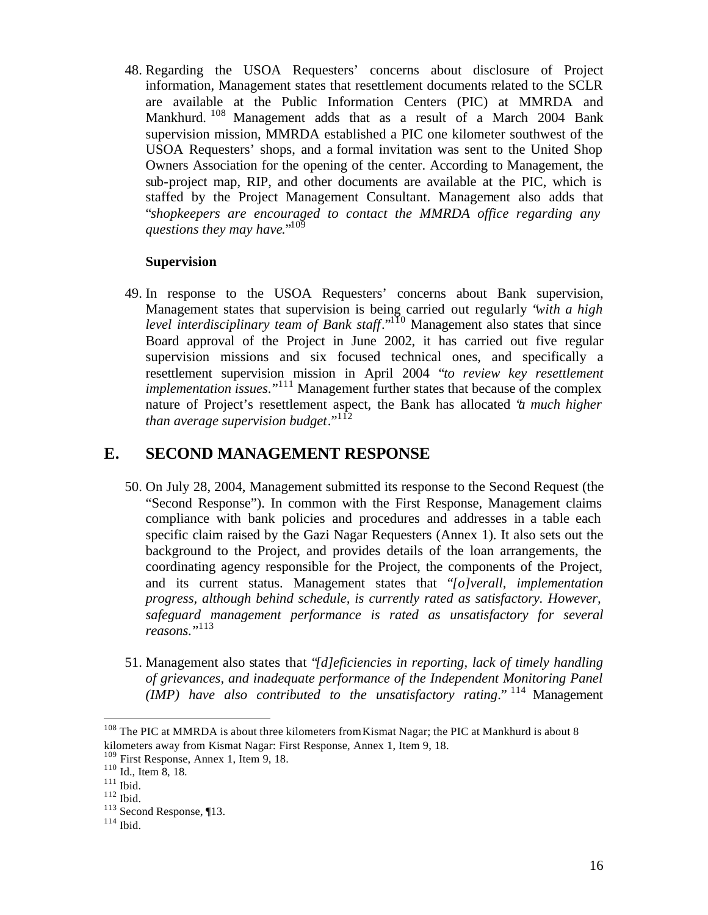48. Regarding the USOA Requesters' concerns about disclosure of Project information, Management states that resettlement documents related to the SCLR are available at the Public Information Centers (PIC) at MMRDA and Mankhurd.[108] Management adds that as a result of a March 2004 Bank supervision mission, MMRDA established a PIC one kilometer southwest of the USOA Requesters' shops, and a formal invitation was sent to the United Shop Owners Association for the opening of the center. According to Management, the sub-project map, RIP, and other documents are available at the PIC, which is staffed by the Project Management Consultant. Management also adds that "*shopkeepers are encouraged to contact the MMRDA office regarding any questions they may have.*"[109]

**Supervision**

49. In response to the USOA Requesters' concerns about Bank supervision, Management states that supervision is being carried out regularly "*with a high level interdisciplinary team of Bank staff*."[110] Management also states that since Board approval of the Project in June 2002, it has carried out five regular supervision missions and six focused technical ones, and specifically a resettlement supervision mission in April 2004 "*to review key resettlement implementation issues.*"[111] Management further states that because of the complex nature of Project's resettlement aspect, the Bank has allocated "*a much higher than average supervision budget*."[112]

## E. SECOND MANAGEMENT RESPONSE

50. On July 28, 2004, Management submitted its response to the Second Request (the "Second Response"). In common with the First Response, Management claims compliance with bank policies and procedures and addresses in a table each specific claim raised by the Gazi Nagar Requesters (Annex 1). It also sets out the background to the Project, and provides details of the loan arrangements, the coordinating agency responsible for the Project, the components of the Project, and its current status. Management states that "*[o]verall, implementation progress, although behind schedule, is currently rated as satisfactory. However, safeguard management performance is rated as unsatisfactory for several reasons.*"[113]

51. Management also states that "*[d]eficiencies in reporting, lack of timely handling of grievances, and inadequate performance of the Independent Monitoring Panel (IMP) have also contributed to the unsatisfactory rating*."[114] Management

---

[108] The PIC at MMRDA is about three kilometers from Kismat Nagar; the PIC at Mankhurd is about 8 kilometers away from Kismat Nagar: First Response, Annex 1, Item 9, 18.
[109] First Response, Annex 1, Item 9, 18.
[110] Id., Item 8, 18.
[111] Ibid.
[112] Ibid.
[113] Second Response, ¶13.
[114] Ibid.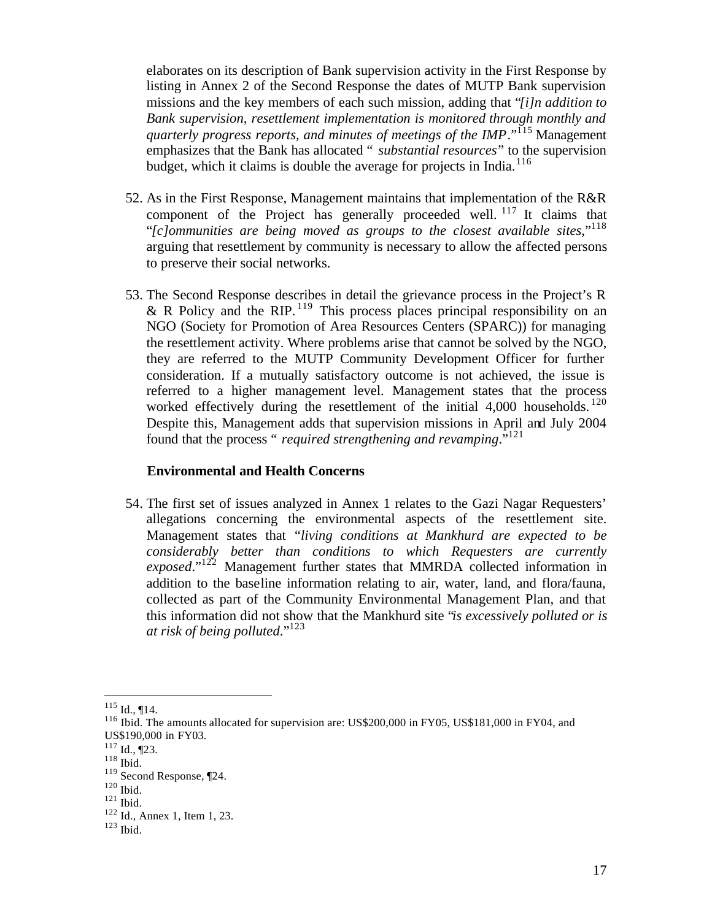elaborates on its description of Bank supervision activity in the First Response by listing in Annex 2 of the Second Response the dates of MUTP Bank supervision missions and the key members of each such mission, adding that "*[i]n addition to Bank supervision, resettlement implementation is monitored through monthly and quarterly progress reports, and minutes of meetings of the IMP*."[115] Management emphasizes that the Bank has allocated " *substantial resources*" to the supervision budget, which it claims is double the average for projects in India.[116]

52. As in the First Response, Management maintains that implementation of the R&R component of the Project has generally proceeded well.[117] It claims that "*[c]ommunities are being moved as groups to the closest available sites*,"[118] arguing that resettlement by community is necessary to allow the affected persons to preserve their social networks.

53. The Second Response describes in detail the grievance process in the Project's R & R Policy and the RIP.[119] This process places principal responsibility on an NGO (Society for Promotion of Area Resources Centers (SPARC)) for managing the resettlement activity. Where problems arise that cannot be solved by the NGO, they are referred to the MUTP Community Development Officer for further consideration. If a mutually satisfactory outcome is not achieved, the issue is referred to a higher management level. Management states that the process worked effectively during the resettlement of the initial 4,000 households.[120] Despite this, Management adds that supervision missions in April and July 2004 found that the process " *required strengthening and revamping*."[121]

### Environmental and Health Concerns

54. The first set of issues analyzed in Annex 1 relates to the Gazi Nagar Requesters' allegations concerning the environmental aspects of the resettlement site. Management states that "*living conditions at Mankhurd are expected to be considerably better than conditions to which Requesters are currently exposed*."[122] Management further states that MMRDA collected information in addition to the baseline information relating to air, water, land, and flora/fauna, collected as part of the Community Environmental Management Plan, and that this information did not show that the Mankhurd site "*is excessively polluted or is at risk of being polluted*."[123]

---

[115] Id., ¶14.

[116] Ibid. The amounts allocated for supervision are: US$200,000 in FY05, US$181,000 in FY04, and US$190,000 in FY03.

[117] Id., ¶23.

[118] Ibid.

[119] Second Response, ¶24.

[120] Ibid.

[121] Ibid.

[122] Id., Annex 1, Item 1, 23.

[123] Ibid.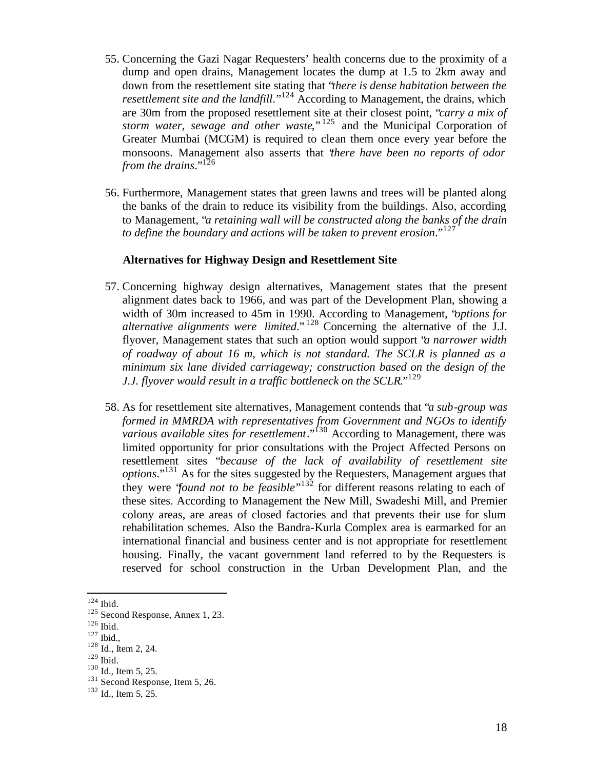55. Concerning the Gazi Nagar Requesters' health concerns due to the proximity of a dump and open drains, Management locates the dump at 1.5 to 2km away and down from the resettlement site stating that "*there is dense habitation between the resettlement site and the landfill.*"[124] According to Management, the drains, which are 30m from the proposed resettlement site at their closest point, "*carry a mix of storm water, sewage and other waste,*"[125] and the Municipal Corporation of Greater Mumbai (MCGM) is required to clean them once every year before the monsoons. Management also asserts that "*there have been no reports of odor from the drains.*"[126]

56. Furthermore, Management states that green lawns and trees will be planted along the banks of the drain to reduce its visibility from the buildings. Also, according to Management, "*a retaining wall will be constructed along the banks of the drain to define the boundary and actions will be taken to prevent erosion.*"[127]

**Alternatives for Highway Design and Resettlement Site**

57. Concerning highway design alternatives, Management states that the present alignment dates back to 1966, and was part of the Development Plan, showing a width of 30m increased to 45m in 1990. According to Management, "*options for alternative alignments were limited.*"[128] Concerning the alternative of the J.J. flyover, Management states that such an option would support "*a narrower width of roadway of about 16 m, which is not standard. The SCLR is planned as a minimum six lane divided carriageway; construction based on the design of the J.J. flyover would result in a traffic bottleneck on the SCLR.*"[129]

58. As for resettlement site alternatives, Management contends that "*a sub-group was formed in MMRDA with representatives from Government and NGOs to identify various available sites for resettlement.*"[130] According to Management, there was limited opportunity for prior consultations with the Project Affected Persons on resettlement sites "*because of the lack of availability of resettlement site options.*"[131] As for the sites suggested by the Requesters, Management argues that they were "*found not to be feasible*"[132] for different reasons relating to each of these sites. According to Management the New Mill, Swadeshi Mill, and Premier colony areas, are areas of closed factories and that prevents their use for slum rehabilitation schemes. Also the Bandra-Kurla Complex area is earmarked for an international financial and business center and is not appropriate for resettlement housing. Finally, the vacant government land referred to by the Requesters is reserved for school construction in the Urban Development Plan, and the

---

[124] Ibid.

[125] Second Response, Annex 1, 23.

[126] Ibid.

[127] Ibid.,

[128] Id., Item 2, 24.

[129] Ibid.

[130] Id., Item 5, 25.

[131] Second Response, Item 5, 26.

[132] Id., Item 5, 25.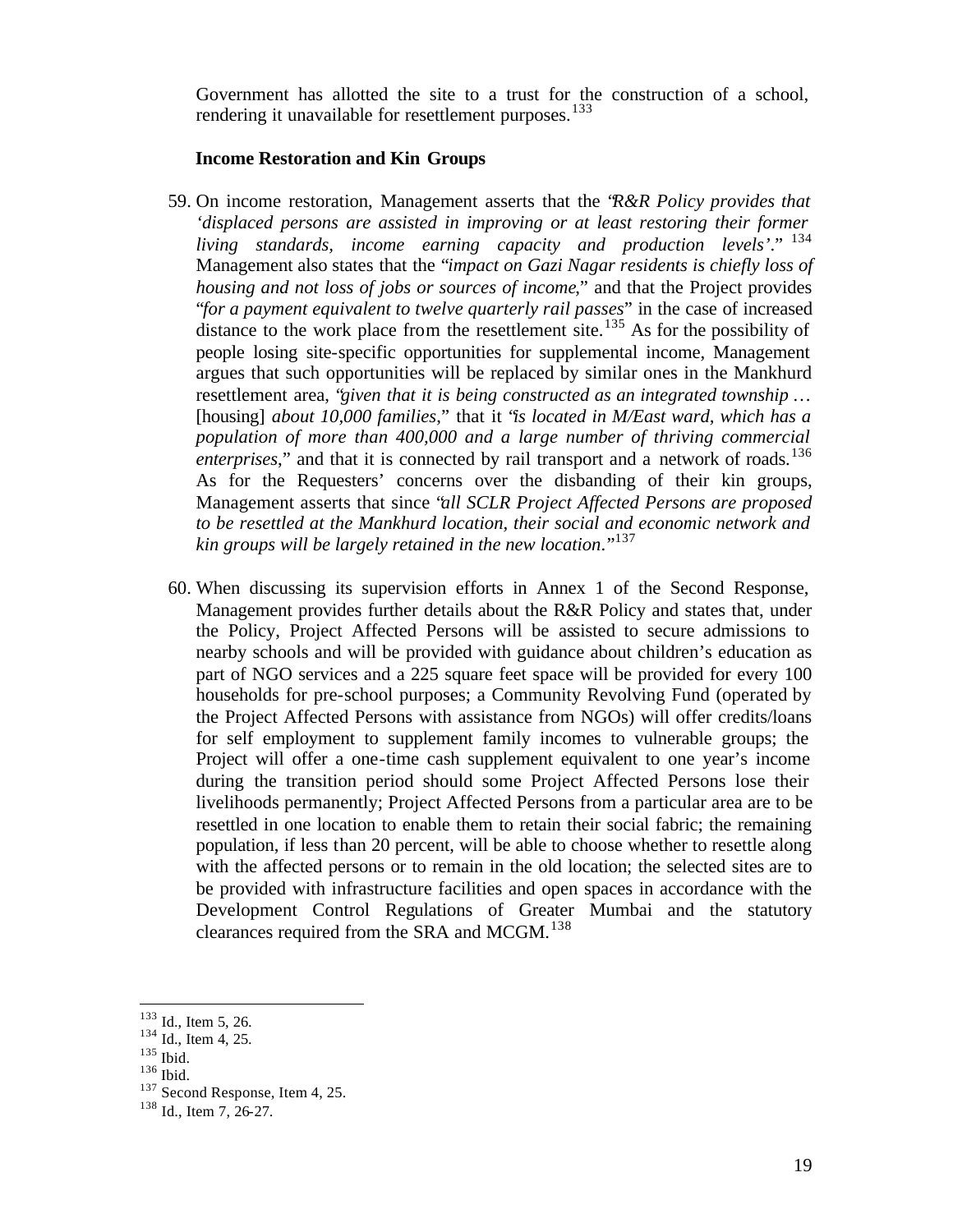Government has allotted the site to a trust for the construction of a school, rendering it unavailable for resettlement purposes.[133]

**Income Restoration and Kin Groups**

59. On income restoration, Management asserts that the "*R&R Policy provides that 'displaced persons are assisted in improving or at least restoring their former living standards, income earning capacity and production levels'*."[134] Management also states that the "*impact on Gazi Nagar residents is chiefly loss of housing and not loss of jobs or sources of income*," and that the Project provides "*for a payment equivalent to twelve quarterly rail passes*" in the case of increased distance to the work place from the resettlement site.[135] As for the possibility of people losing site-specific opportunities for supplemental income, Management argues that such opportunities will be replaced by similar ones in the Mankhurd resettlement area, "*given that it is being constructed as an integrated township …* [housing] *about 10,000 families*," that it "*is located in M/East ward, which has a population of more than 400,000 and a large number of thriving commercial enterprises*," and that it is connected by rail transport and a network of roads.[136] As for the Requesters' concerns over the disbanding of their kin groups, Management asserts that since "*all SCLR Project Affected Persons are proposed to be resettled at the Mankhurd location, their social and economic network and kin groups will be largely retained in the new location*."[137]

60. When discussing its supervision efforts in Annex 1 of the Second Response, Management provides further details about the R&R Policy and states that, under the Policy, Project Affected Persons will be assisted to secure admissions to nearby schools and will be provided with guidance about children's education as part of NGO services and a 225 square feet space will be provided for every 100 households for pre-school purposes; a Community Revolving Fund (operated by the Project Affected Persons with assistance from NGOs) will offer credits/loans for self employment to supplement family incomes to vulnerable groups; the Project will offer a one-time cash supplement equivalent to one year's income during the transition period should some Project Affected Persons lose their livelihoods permanently; Project Affected Persons from a particular area are to be resettled in one location to enable them to retain their social fabric; the remaining population, if less than 20 percent, will be able to choose whether to resettle along with the affected persons or to remain in the old location; the selected sites are to be provided with infrastructure facilities and open spaces in accordance with the Development Control Regulations of Greater Mumbai and the statutory clearances required from the SRA and MCGM.[138]

---

[133] Id., Item 5, 26.
[134] Id., Item 4, 25.
[135] Ibid.
[136] Ibid.
[137] Second Response, Item 4, 25.
[138] Id., Item 7, 26-27.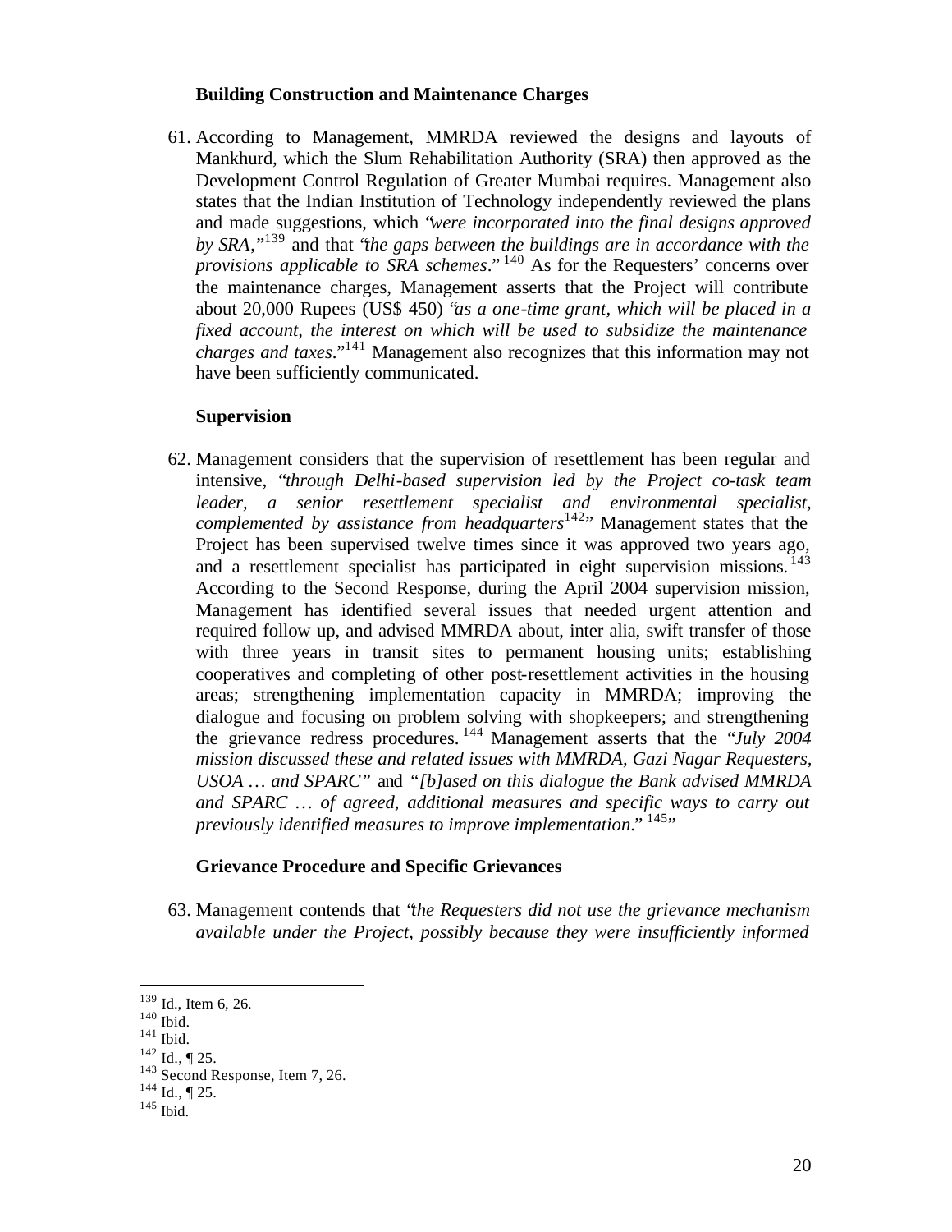**Building Construction and Maintenance Charges**

61. According to Management, MMRDA reviewed the designs and layouts of Mankhurd, which the Slum Rehabilitation Authority (SRA) then approved as the Development Control Regulation of Greater Mumbai requires. Management also states that the Indian Institution of Technology independently reviewed the plans and made suggestions, which "*were incorporated into the final designs approved by SRA*,"[139] and that "*the gaps between the buildings are in accordance with the provisions applicable to SRA schemes*."[140] As for the Requesters' concerns over the maintenance charges, Management asserts that the Project will contribute about 20,000 Rupees (US$ 450) "*as a one-time grant, which will be placed in a fixed account, the interest on which will be used to subsidize the maintenance charges and taxes*."[141] Management also recognizes that this information may not have been sufficiently communicated.

**Supervision**

62. Management considers that the supervision of resettlement has been regular and intensive, "*through Delhi-based supervision led by the Project co-task team leader, a senior resettlement specialist and environmental specialist, complemented by assistance from headquarters*[142]" Management states that the Project has been supervised twelve times since it was approved two years ago, and a resettlement specialist has participated in eight supervision missions.[143] According to the Second Response, during the April 2004 supervision mission, Management has identified several issues that needed urgent attention and required follow up, and advised MMRDA about, inter alia, swift transfer of those with three years in transit sites to permanent housing units; establishing cooperatives and completing of other post-resettlement activities in the housing areas; strengthening implementation capacity in MMRDA; improving the dialogue and focusing on problem solving with shopkeepers; and strengthening the grievance redress procedures.[144] Management asserts that the "*July 2004 mission discussed these and related issues with MMRDA, Gazi Nagar Requesters, USOA … and SPARC*" and "*[b]ased on this dialogue the Bank advised MMRDA and SPARC … of agreed, additional measures and specific ways to carry out previously identified measures to improve implementation*."[145]"

**Grievance Procedure and Specific Grievances**

63. Management contends that "*the Requesters did not use the grievance mechanism available under the Project, possibly because they were insufficiently informed*

---

[139] Id., Item 6, 26.
[140] Ibid.
[141] Ibid.
[142] Id., ¶ 25.
[143] Second Response, Item 7, 26.
[144] Id., ¶ 25.
[145] Ibid.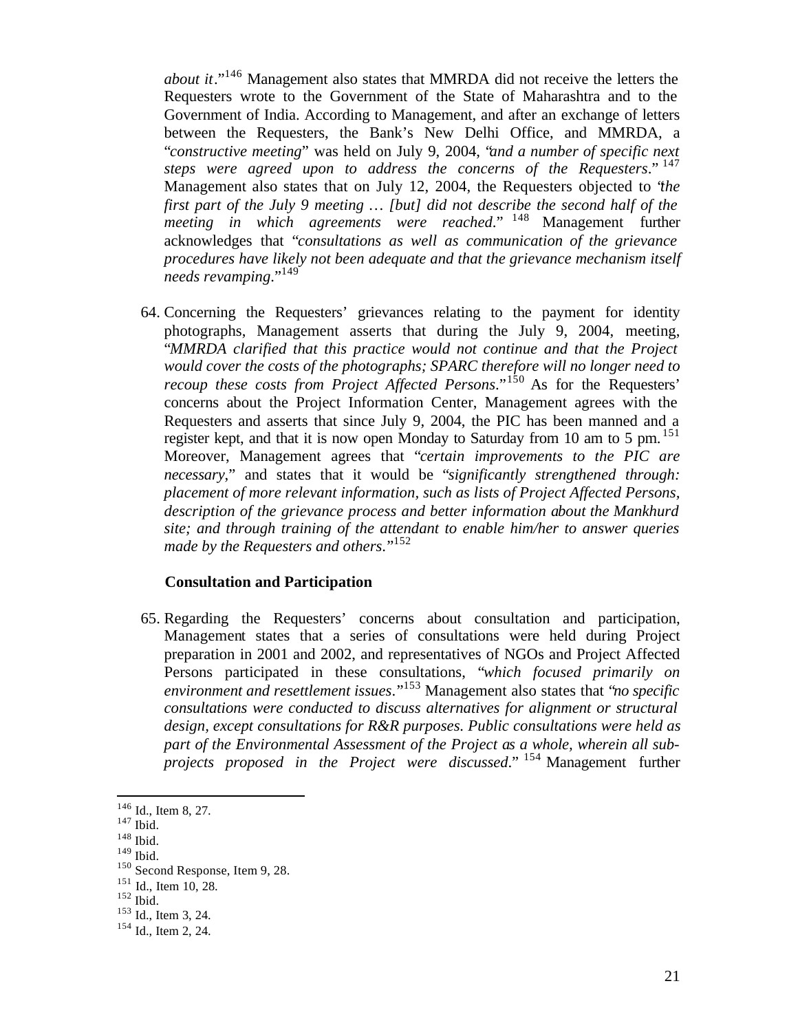*about it*."[146] Management also states that MMRDA did not receive the letters the Requesters wrote to the Government of the State of Maharashtra and to the Government of India. According to Management, and after an exchange of letters between the Requesters, the Bank's New Delhi Office, and MMRDA, a "*constructive meeting*" was held on July 9, 2004, "*and a number of specific next steps were agreed upon to address the concerns of the Requesters*."[147] Management also states that on July 12, 2004, the Requesters objected to "*the first part of the July 9 meeting … [but] did not describe the second half of the meeting in which agreements were reached*."[148] Management further acknowledges that "*consultations as well as communication of the grievance procedures have likely not been adequate and that the grievance mechanism itself needs revamping*."[149]

64. Concerning the Requesters' grievances relating to the payment for identity photographs, Management asserts that during the July 9, 2004, meeting, "*MMRDA clarified that this practice would not continue and that the Project would cover the costs of the photographs; SPARC therefore will no longer need to recoup these costs from Project Affected Persons*."[150] As for the Requesters' concerns about the Project Information Center, Management agrees with the Requesters and asserts that since July 9, 2004, the PIC has been manned and a register kept, and that it is now open Monday to Saturday from 10 am to 5 pm.[151] Moreover, Management agrees that "*certain improvements to the PIC are necessary*," and states that it would be "*significantly strengthened through: placement of more relevant information, such as lists of Project Affected Persons, description of the grievance process and better information about the Mankhurd site; and through training of the attendant to enable him/her to answer queries made by the Requesters and others*."[152]

**Consultation and Participation**

65. Regarding the Requesters' concerns about consultation and participation, Management states that a series of consultations were held during Project preparation in 2001 and 2002, and representatives of NGOs and Project Affected Persons participated in these consultations, "*which focused primarily on environment and resettlement issues*."[153] Management also states that "*no specific consultations were conducted to discuss alternatives for alignment or structural design, except consultations for R&R purposes. Public consultations were held as part of the Environmental Assessment of the Project as a whole, wherein all sub-projects proposed in the Project were discussed*."[154] Management further

---

[146] Id., Item 8, 27.
[147] Ibid.
[148] Ibid.
[149] Ibid.
[150] Second Response, Item 9, 28.
[151] Id., Item 10, 28.
[152] Ibid.
[153] Id., Item 3, 24.
[154] Id., Item 2, 24.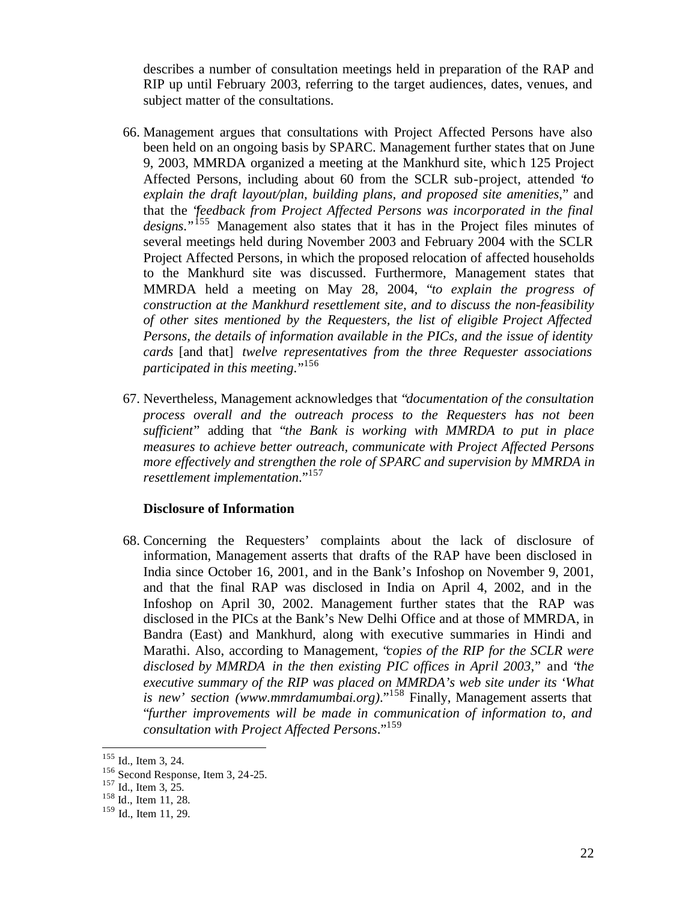describes a number of consultation meetings held in preparation of the RAP and RIP up until February 2003, referring to the target audiences, dates, venues, and subject matter of the consultations.

66. Management argues that consultations with Project Affected Persons have also been held on an ongoing basis by SPARC. Management further states that on June 9, 2003, MMRDA organized a meeting at the Mankhurd site, which 125 Project Affected Persons, including about 60 from the SCLR sub-project, attended "*to explain the draft layout/plan, building plans, and proposed site amenities*," and that the "*feedback from Project Affected Persons was incorporated in the final designs*."[155] Management also states that it has in the Project files minutes of several meetings held during November 2003 and February 2004 with the SCLR Project Affected Persons, in which the proposed relocation of affected households to the Mankhurd site was discussed. Furthermore, Management states that MMRDA held a meeting on May 28, 2004, "*to explain the progress of construction at the Mankhurd resettlement site, and to discuss the non-feasibility of other sites mentioned by the Requesters, the list of eligible Project Affected Persons, the details of information available in the PICs, and the issue of identity cards* [and that] *twelve representatives from the three Requester associations participated in this meeting*."[156]

67. Nevertheless, Management acknowledges that "*documentation of the consultation process overall and the outreach process to the Requesters has not been sufficient*" adding that "*the Bank is working with MMRDA to put in place measures to achieve better outreach, communicate with Project Affected Persons more effectively and strengthen the role of SPARC and supervision by MMRDA in resettlement implementation*."[157]

**Disclosure of Information**

68. Concerning the Requesters' complaints about the lack of disclosure of information, Management asserts that drafts of the RAP have been disclosed in India since October 16, 2001, and in the Bank's Infoshop on November 9, 2001, and that the final RAP was disclosed in India on April 4, 2002, and in the Infoshop on April 30, 2002. Management further states that the RAP was disclosed in the PICs at the Bank's New Delhi Office and at those of MMRDA, in Bandra (East) and Mankhurd, along with executive summaries in Hindi and Marathi. Also, according to Management, "*copies of the RIP for the SCLR were disclosed by MMRDA in the then existing PIC offices in April 2003*," and "*the executive summary of the RIP was placed on MMRDA's web site under its 'What is new' section (www.mmrdamumbai.org)*."[158] Finally, Management asserts that "*further improvements will be made in communication of information to, and consultation with Project Affected Persons*."[159]

---

[155] Id., Item 3, 24.

[156] Second Response, Item 3, 24-25.

[157] Id., Item 3, 25.

[158] Id., Item 11, 28.

[159] Id., Item 11, 29.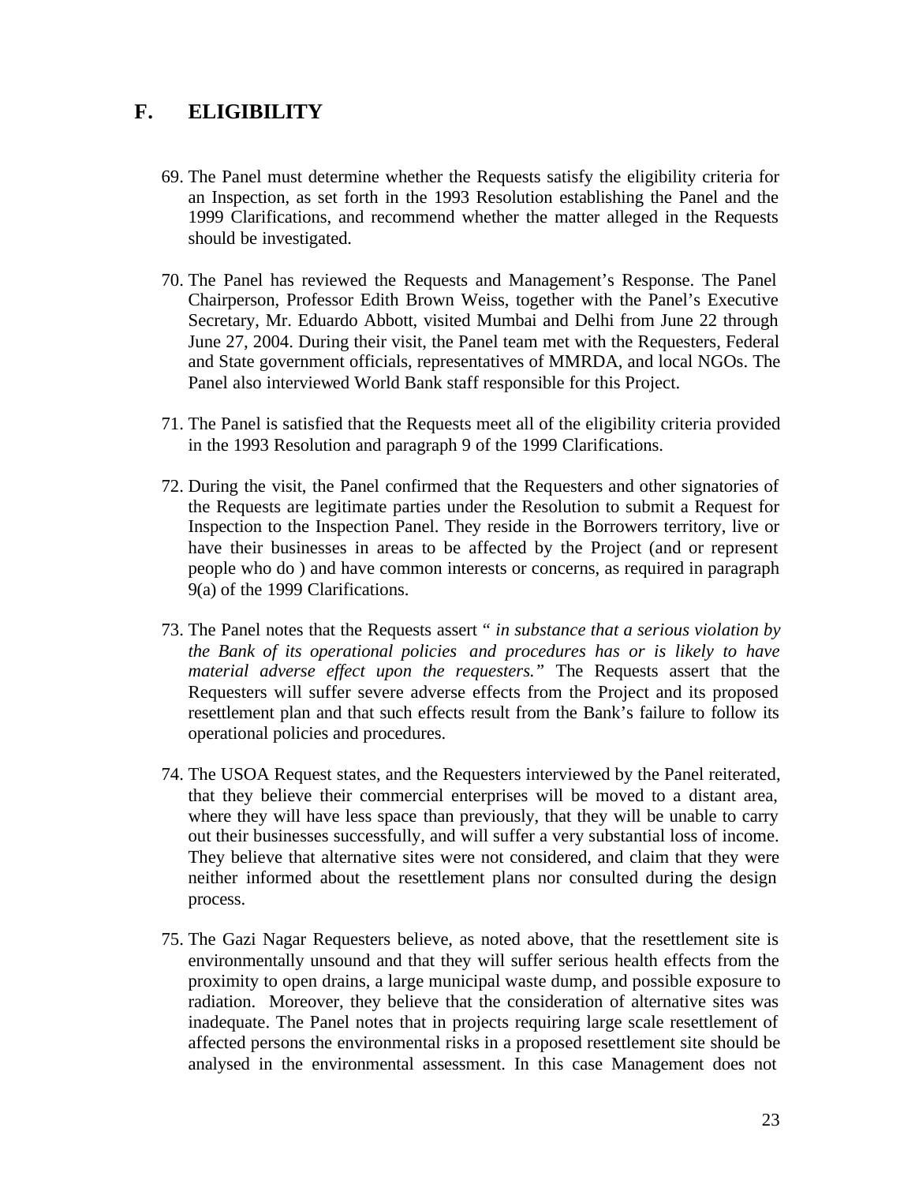## F. ELIGIBILITY

69. The Panel must determine whether the Requests satisfy the eligibility criteria for an Inspection, as set forth in the 1993 Resolution establishing the Panel and the 1999 Clarifications, and recommend whether the matter alleged in the Requests should be investigated.

70. The Panel has reviewed the Requests and Management's Response. The Panel Chairperson, Professor Edith Brown Weiss, together with the Panel's Executive Secretary, Mr. Eduardo Abbott, visited Mumbai and Delhi from June 22 through June 27, 2004. During their visit, the Panel team met with the Requesters, Federal and State government officials, representatives of MMRDA, and local NGOs. The Panel also interviewed World Bank staff responsible for this Project.

71. The Panel is satisfied that the Requests meet all of the eligibility criteria provided in the 1993 Resolution and paragraph 9 of the 1999 Clarifications.

72. During the visit, the Panel confirmed that the Requesters and other signatories of the Requests are legitimate parties under the Resolution to submit a Request for Inspection to the Inspection Panel. They reside in the Borrowers territory, live or have their businesses in areas to be affected by the Project (and or represent people who do ) and have common interests or concerns, as required in paragraph 9(a) of the 1999 Clarifications.

73. The Panel notes that the Requests assert " *in substance that a serious violation by the Bank of its operational policies and procedures has or is likely to have material adverse effect upon the requesters.*" The Requests assert that the Requesters will suffer severe adverse effects from the Project and its proposed resettlement plan and that such effects result from the Bank's failure to follow its operational policies and procedures.

74. The USOA Request states, and the Requesters interviewed by the Panel reiterated, that they believe their commercial enterprises will be moved to a distant area, where they will have less space than previously, that they will be unable to carry out their businesses successfully, and will suffer a very substantial loss of income. They believe that alternative sites were not considered, and claim that they were neither informed about the resettlement plans nor consulted during the design process.

75. The Gazi Nagar Requesters believe, as noted above, that the resettlement site is environmentally unsound and that they will suffer serious health effects from the proximity to open drains, a large municipal waste dump, and possible exposure to radiation. Moreover, they believe that the consideration of alternative sites was inadequate. The Panel notes that in projects requiring large scale resettlement of affected persons the environmental risks in a proposed resettlement site should be analysed in the environmental assessment. In this case Management does not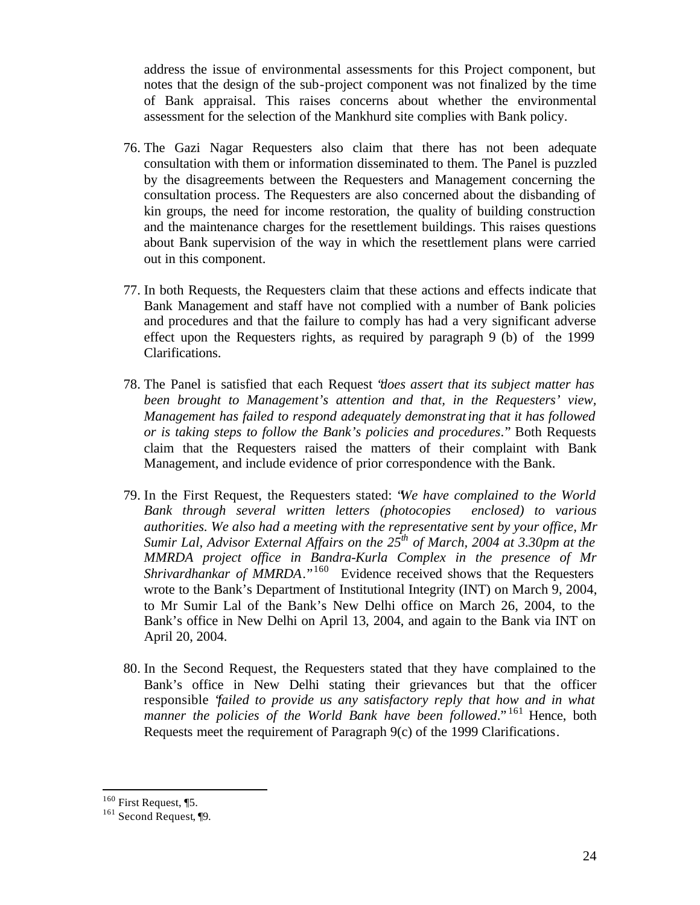address the issue of environmental assessments for this Project component, but notes that the design of the sub-project component was not finalized by the time of Bank appraisal. This raises concerns about whether the environmental assessment for the selection of the Mankhurd site complies with Bank policy.

76. The Gazi Nagar Requesters also claim that there has not been adequate consultation with them or information disseminated to them. The Panel is puzzled by the disagreements between the Requesters and Management concerning the consultation process. The Requesters are also concerned about the disbanding of kin groups, the need for income restoration, the quality of building construction and the maintenance charges for the resettlement buildings. This raises questions about Bank supervision of the way in which the resettlement plans were carried out in this component.

77. In both Requests, the Requesters claim that these actions and effects indicate that Bank Management and staff have not complied with a number of Bank policies and procedures and that the failure to comply has had a very significant adverse effect upon the Requesters rights, as required by paragraph 9 (b) of the 1999 Clarifications.

78. The Panel is satisfied that each Request "*does assert that its subject matter has been brought to Management's attention and that, in the Requesters' view, Management has failed to respond adequately demonstrating that it has followed or is taking steps to follow the Bank's policies and procedures.*" Both Requests claim that the Requesters raised the matters of their complaint with Bank Management, and include evidence of prior correspondence with the Bank.

79. In the First Request, the Requesters stated: "*We have complained to the World Bank through several written letters (photocopies enclosed) to various authorities. We also had a meeting with the representative sent by your office, Mr Sumir Lal, Advisor External Affairs on the 25th of March, 2004 at 3.30pm at the MMRDA project office in Bandra-Kurla Complex in the presence of Mr Shrivardhankar of MMRDA.*"[160] Evidence received shows that the Requesters wrote to the Bank's Department of Institutional Integrity (INT) on March 9, 2004, to Mr Sumir Lal of the Bank's New Delhi office on March 26, 2004, to the Bank's office in New Delhi on April 13, 2004, and again to the Bank via INT on April 20, 2004.

80. In the Second Request, the Requesters stated that they have complained to the Bank's office in New Delhi stating their grievances but that the officer responsible "*failed to provide us any satisfactory reply that how and in what manner the policies of the World Bank have been followed.*"[161] Hence, both Requests meet the requirement of Paragraph 9(c) of the 1999 Clarifications.

---

[160] First Request, ¶5.

[161] Second Request, ¶9.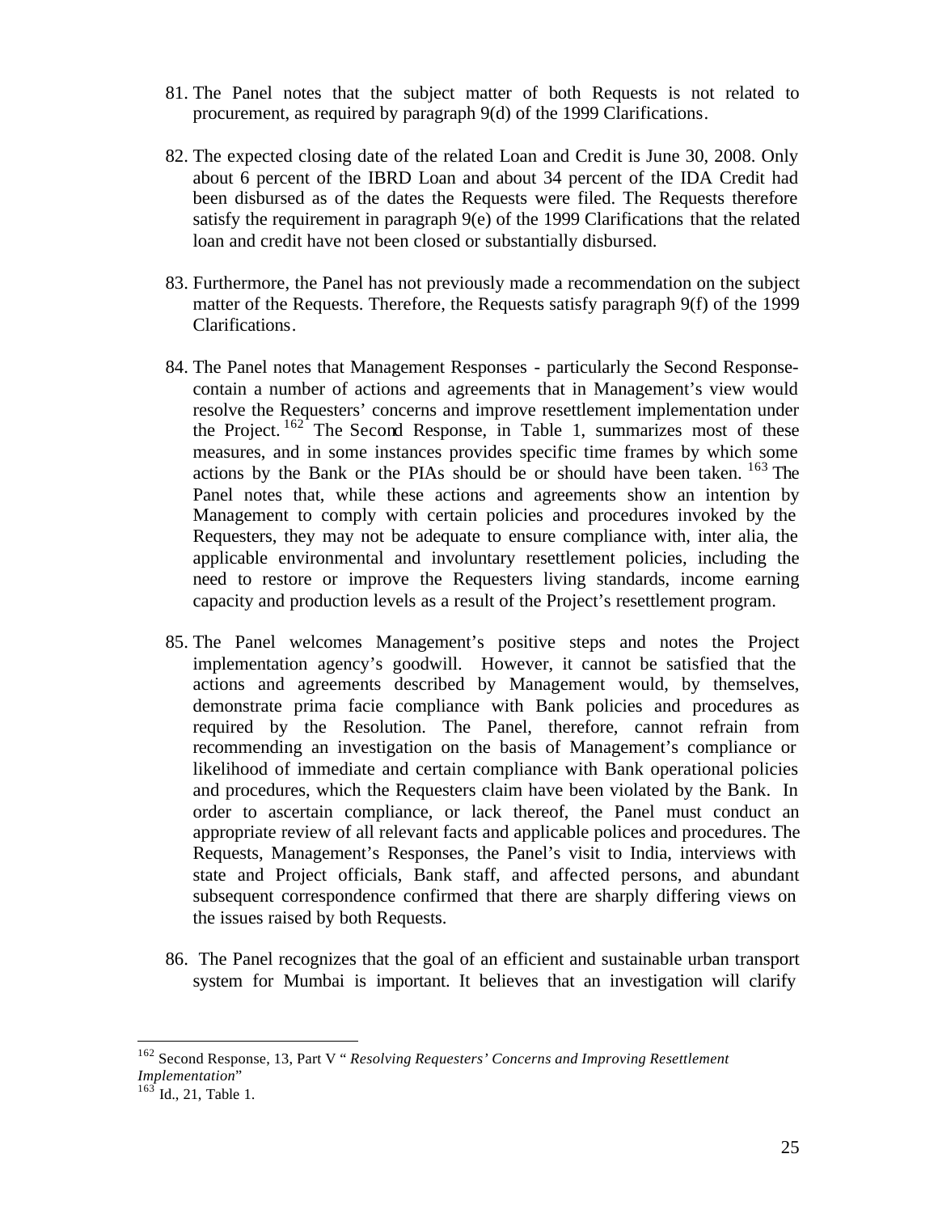81. The Panel notes that the subject matter of both Requests is not related to procurement, as required by paragraph 9(d) of the 1999 Clarifications.

82. The expected closing date of the related Loan and Credit is June 30, 2008. Only about 6 percent of the IBRD Loan and about 34 percent of the IDA Credit had been disbursed as of the dates the Requests were filed. The Requests therefore satisfy the requirement in paragraph 9(e) of the 1999 Clarifications that the related loan and credit have not been closed or substantially disbursed.

83. Furthermore, the Panel has not previously made a recommendation on the subject matter of the Requests. Therefore, the Requests satisfy paragraph 9(f) of the 1999 Clarifications.

84. The Panel notes that Management Responses - particularly the Second Response- contain a number of actions and agreements that in Management's view would resolve the Requesters' concerns and improve resettlement implementation under the Project.[162] The Second Response, in Table 1, summarizes most of these measures, and in some instances provides specific time frames by which some actions by the Bank or the PIAs should be or should have been taken.[163] The Panel notes that, while these actions and agreements show an intention by Management to comply with certain policies and procedures invoked by the Requesters, they may not be adequate to ensure compliance with, inter alia, the applicable environmental and involuntary resettlement policies, including the need to restore or improve the Requesters living standards, income earning capacity and production levels as a result of the Project's resettlement program.

85. The Panel welcomes Management's positive steps and notes the Project implementation agency's goodwill. However, it cannot be satisfied that the actions and agreements described by Management would, by themselves, demonstrate prima facie compliance with Bank policies and procedures as required by the Resolution. The Panel, therefore, cannot refrain from recommending an investigation on the basis of Management's compliance or likelihood of immediate and certain compliance with Bank operational policies and procedures, which the Requesters claim have been violated by the Bank. In order to ascertain compliance, or lack thereof, the Panel must conduct an appropriate review of all relevant facts and applicable polices and procedures. The Requests, Management's Responses, the Panel's visit to India, interviews with state and Project officials, Bank staff, and affected persons, and abundant subsequent correspondence confirmed that there are sharply differing views on the issues raised by both Requests.

86. The Panel recognizes that the goal of an efficient and sustainable urban transport system for Mumbai is important. It believes that an investigation will clarify

---

[162] Second Response, 13, Part V "*Resolving Requesters' Concerns and Improving Resettlement Implementation*"

[163] Id., 21, Table 1.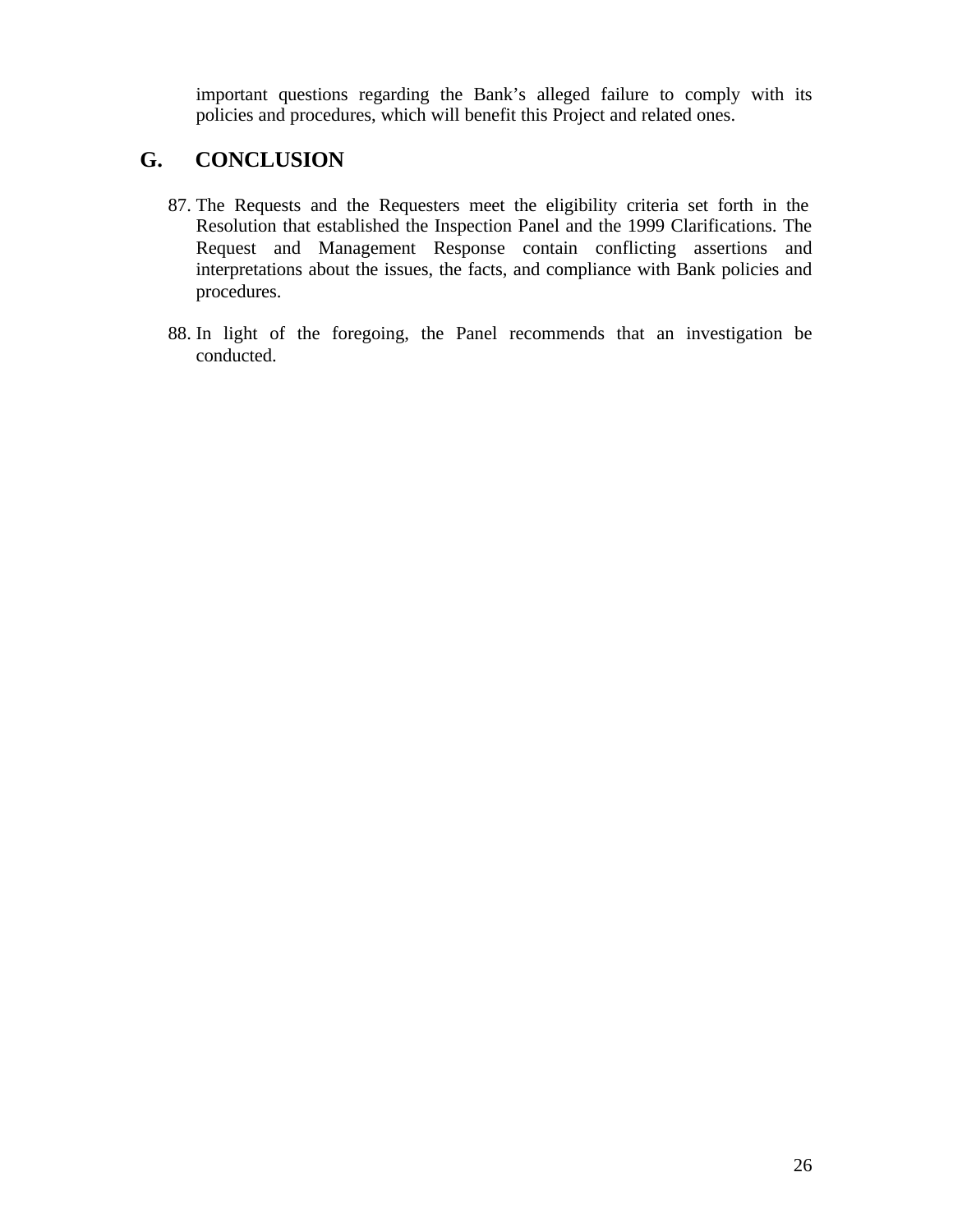important questions regarding the Bank's alleged failure to comply with its policies and procedures, which will benefit this Project and related ones.

## G. CONCLUSION

87. The Requests and the Requesters meet the eligibility criteria set forth in the Resolution that established the Inspection Panel and the 1999 Clarifications. The Request and Management Response contain conflicting assertions and interpretations about the issues, the facts, and compliance with Bank policies and procedures.

88. In light of the foregoing, the Panel recommends that an investigation be conducted.